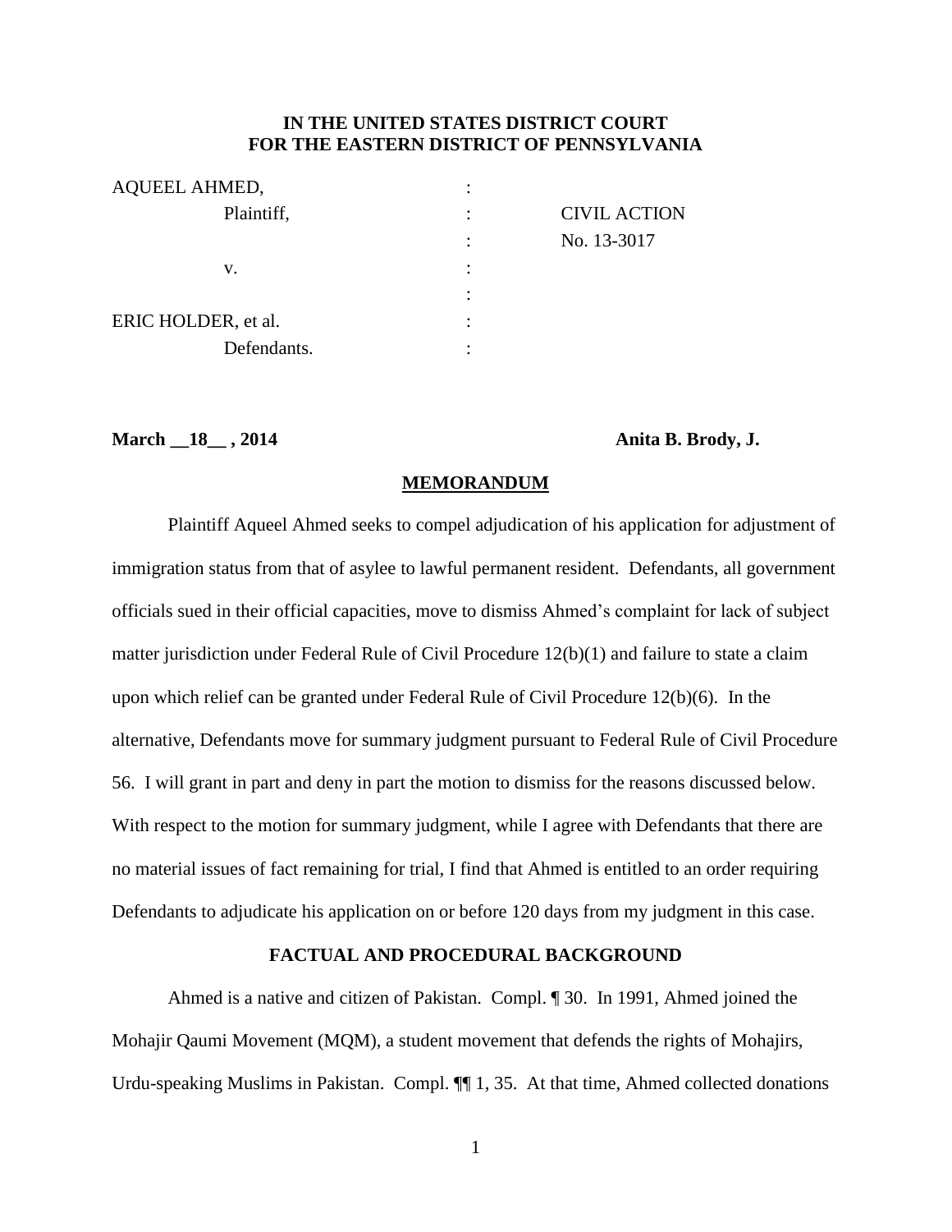**IN THE UNITED STATES DISTRICT COURT**
**FOR THE EASTERN DISTRICT OF PENNSYLVANIA**

| | | |
|---|---|---|
| AQUEEL AHMED, | : | |
| Plaintiff, | : | CIVIL ACTION |
| | : | No. 13-3017 |
| v. | : | |
| | : | |
| ERIC HOLDER, et al. | : | |
| Defendants. | : | |

**March \_\_18\_\_ , 2014** **Anita B. Brody, J.**

## MEMORANDUM

Plaintiff Aqueel Ahmed seeks to compel adjudication of his application for adjustment of immigration status from that of asylee to lawful permanent resident. Defendants, all government officials sued in their official capacities, move to dismiss Ahmed's complaint for lack of subject matter jurisdiction under Federal Rule of Civil Procedure 12(b)(1) and failure to state a claim upon which relief can be granted under Federal Rule of Civil Procedure 12(b)(6). In the alternative, Defendants move for summary judgment pursuant to Federal Rule of Civil Procedure 56. I will grant in part and deny in part the motion to dismiss for the reasons discussed below. With respect to the motion for summary judgment, while I agree with Defendants that there are no material issues of fact remaining for trial, I find that Ahmed is entitled to an order requiring Defendants to adjudicate his application on or before 120 days from my judgment in this case.

## FACTUAL AND PROCEDURAL BACKGROUND

Ahmed is a native and citizen of Pakistan. Compl. ¶ 30. In 1991, Ahmed joined the Mohajir Qaumi Movement (MQM), a student movement that defends the rights of Mohajirs, Urdu-speaking Muslims in Pakistan. Compl. ¶¶ 1, 35. At that time, Ahmed collected donations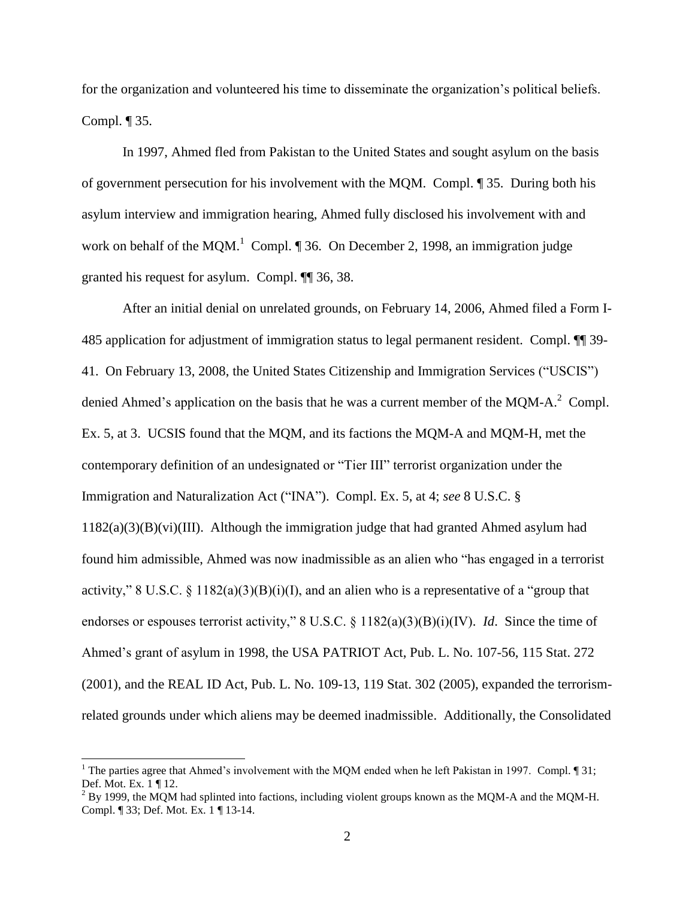for the organization and volunteered his time to disseminate the organization's political beliefs. Compl. ¶ 35.

In 1997, Ahmed fled from Pakistan to the United States and sought asylum on the basis of government persecution for his involvement with the MQM. Compl. ¶ 35. During both his asylum interview and immigration hearing, Ahmed fully disclosed his involvement with and work on behalf of the MQM.[1] Compl. ¶ 36. On December 2, 1998, an immigration judge granted his request for asylum. Compl. ¶¶ 36, 38.

After an initial denial on unrelated grounds, on February 14, 2006, Ahmed filed a Form I-485 application for adjustment of immigration status to legal permanent resident. Compl. ¶¶ 39-41. On February 13, 2008, the United States Citizenship and Immigration Services ("USCIS") denied Ahmed's application on the basis that he was a current member of the MQM-A.[2] Compl. Ex. 5, at 3. UCSIS found that the MQM, and its factions the MQM-A and MQM-H, met the contemporary definition of an undesignated or "Tier III" terrorist organization under the Immigration and Naturalization Act ("INA"). Compl. Ex. 5, at 4; *see* 8 U.S.C. § 1182(a)(3)(B)(vi)(III). Although the immigration judge that had granted Ahmed asylum had found him admissible, Ahmed was now inadmissible as an alien who "has engaged in a terrorist activity," 8 U.S.C. § 1182(a)(3)(B)(i)(I), and an alien who is a representative of a "group that endorses or espouses terrorist activity," 8 U.S.C. § 1182(a)(3)(B)(i)(IV). *Id*. Since the time of Ahmed's grant of asylum in 1998, the USA PATRIOT Act, Pub. L. No. 107-56, 115 Stat. 272 (2001), and the REAL ID Act, Pub. L. No. 109-13, 119 Stat. 302 (2005), expanded the terrorism-related grounds under which aliens may be deemed inadmissible. Additionally, the Consolidated

---

[1] The parties agree that Ahmed's involvement with the MQM ended when he left Pakistan in 1997. Compl. ¶ 31; Def. Mot. Ex. 1 ¶ 12.

[2] By 1999, the MQM had splinted into factions, including violent groups known as the MQM-A and the MQM-H. Compl. ¶ 33; Def. Mot. Ex. 1 ¶ 13-14.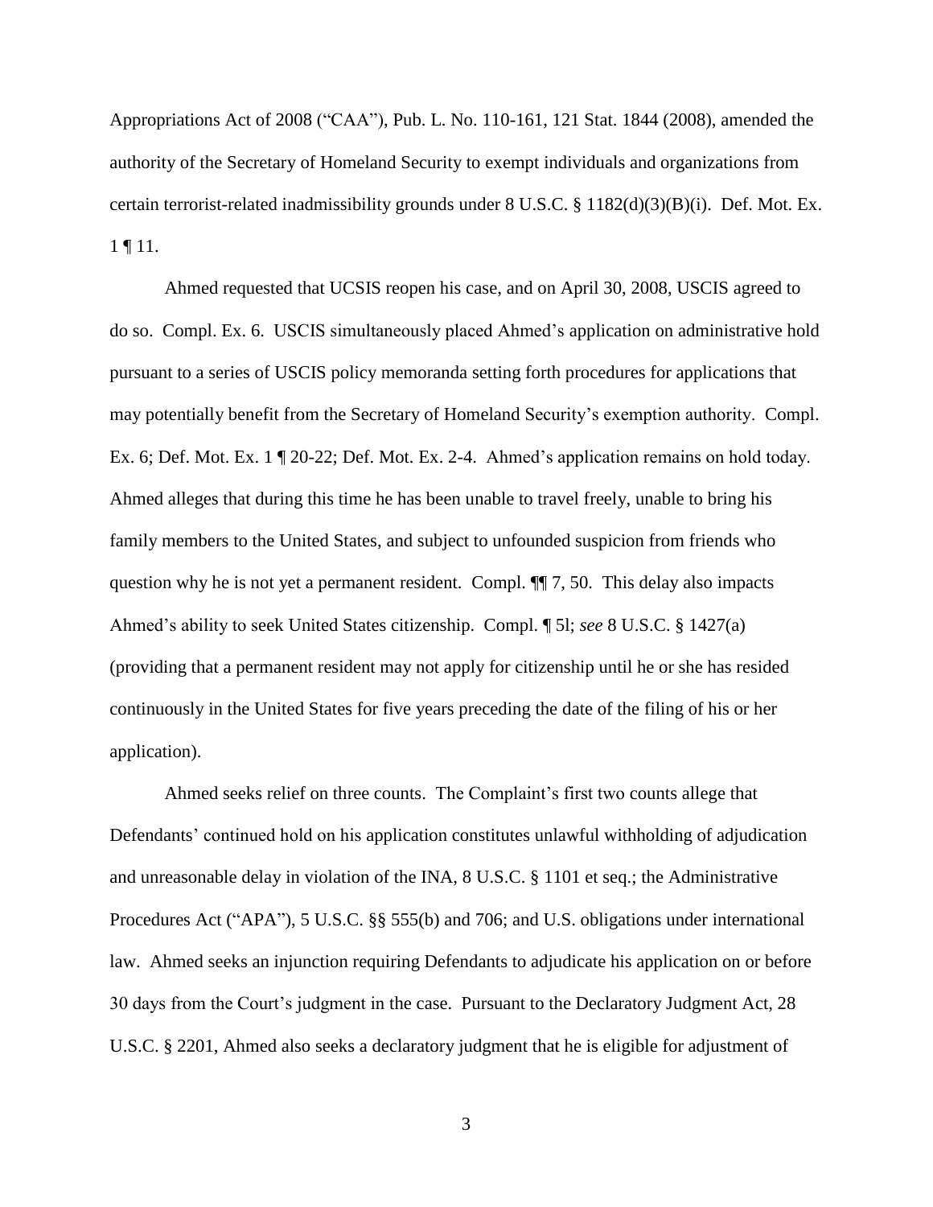Appropriations Act of 2008 ("CAA"), Pub. L. No. 110-161, 121 Stat. 1844 (2008), amended the authority of the Secretary of Homeland Security to exempt individuals and organizations from certain terrorist-related inadmissibility grounds under 8 U.S.C. § 1182(d)(3)(B)(i). Def. Mot. Ex. 1 ¶ 11.

Ahmed requested that UCSIS reopen his case, and on April 30, 2008, USCIS agreed to do so. Compl. Ex. 6. USCIS simultaneously placed Ahmed's application on administrative hold pursuant to a series of USCIS policy memoranda setting forth procedures for applications that may potentially benefit from the Secretary of Homeland Security's exemption authority. Compl. Ex. 6; Def. Mot. Ex. 1 ¶ 20-22; Def. Mot. Ex. 2-4. Ahmed's application remains on hold today. Ahmed alleges that during this time he has been unable to travel freely, unable to bring his family members to the United States, and subject to unfounded suspicion from friends who question why he is not yet a permanent resident. Compl. ¶¶ 7, 50. This delay also impacts Ahmed's ability to seek United States citizenship. Compl. ¶ 5l; *see* 8 U.S.C. § 1427(a) (providing that a permanent resident may not apply for citizenship until he or she has resided continuously in the United States for five years preceding the date of the filing of his or her application).

Ahmed seeks relief on three counts. The Complaint's first two counts allege that Defendants' continued hold on his application constitutes unlawful withholding of adjudication and unreasonable delay in violation of the INA, 8 U.S.C. § 1101 et seq.; the Administrative Procedures Act ("APA"), 5 U.S.C. §§ 555(b) and 706; and U.S. obligations under international law. Ahmed seeks an injunction requiring Defendants to adjudicate his application on or before 30 days from the Court's judgment in the case. Pursuant to the Declaratory Judgment Act, 28 U.S.C. § 2201, Ahmed also seeks a declaratory judgment that he is eligible for adjustment of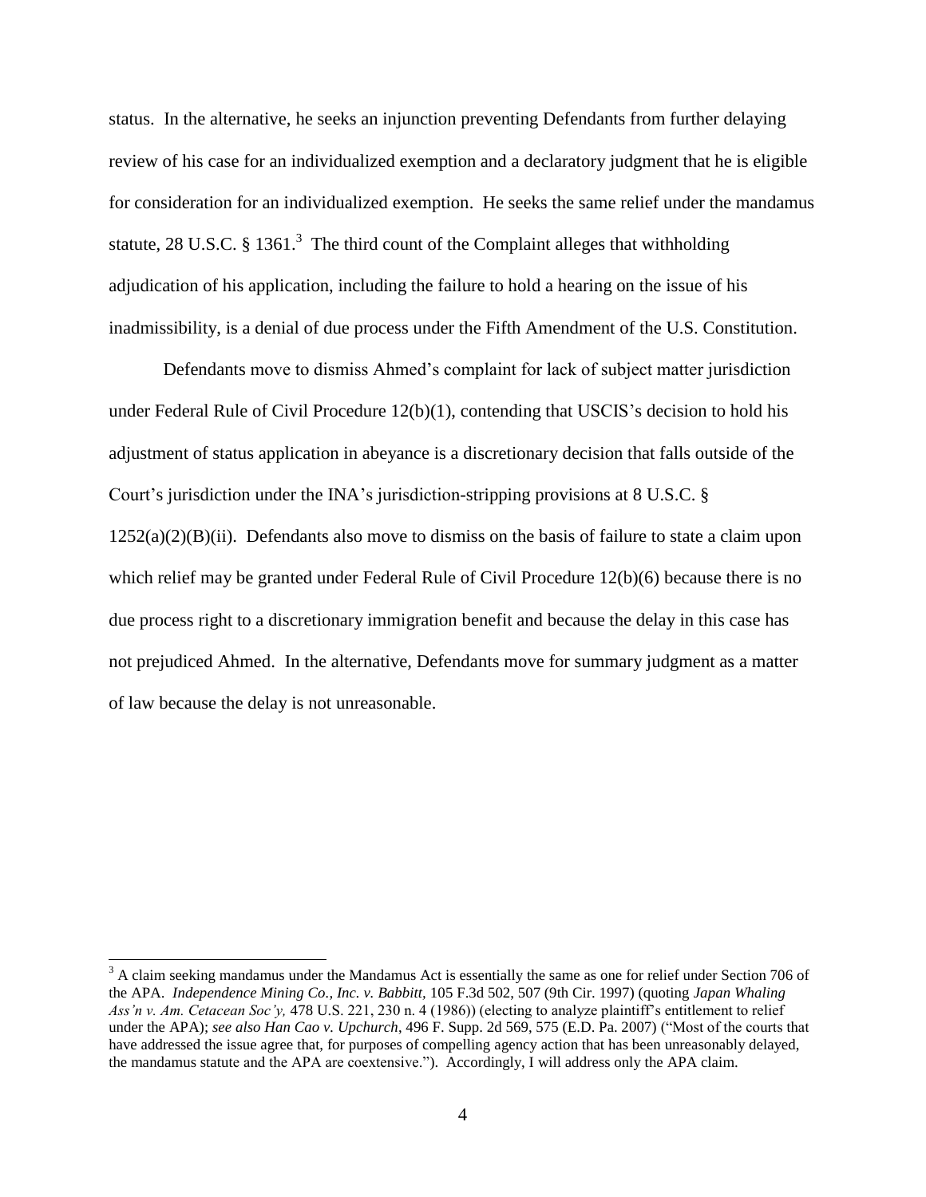status. In the alternative, he seeks an injunction preventing Defendants from further delaying review of his case for an individualized exemption and a declaratory judgment that he is eligible for consideration for an individualized exemption. He seeks the same relief under the mandamus statute, 28 U.S.C. § 1361.[3] The third count of the Complaint alleges that withholding adjudication of his application, including the failure to hold a hearing on the issue of his inadmissibility, is a denial of due process under the Fifth Amendment of the U.S. Constitution.

Defendants move to dismiss Ahmed's complaint for lack of subject matter jurisdiction under Federal Rule of Civil Procedure 12(b)(1), contending that USCIS's decision to hold his adjustment of status application in abeyance is a discretionary decision that falls outside of the Court's jurisdiction under the INA's jurisdiction-stripping provisions at 8 U.S.C. § 1252(a)(2)(B)(ii). Defendants also move to dismiss on the basis of failure to state a claim upon which relief may be granted under Federal Rule of Civil Procedure 12(b)(6) because there is no due process right to a discretionary immigration benefit and because the delay in this case has not prejudiced Ahmed. In the alternative, Defendants move for summary judgment as a matter of law because the delay is not unreasonable.

---

[3] A claim seeking mandamus under the Mandamus Act is essentially the same as one for relief under Section 706 of the APA. *Independence Mining Co., Inc. v. Babbitt*, 105 F.3d 502, 507 (9th Cir. 1997) (quoting *Japan Whaling Ass'n v. Am. Cetacean Soc'y,* 478 U.S. 221, 230 n. 4 (1986)) (electing to analyze plaintiff's entitlement to relief under the APA); *see also Han Cao v. Upchurch*, 496 F. Supp. 2d 569, 575 (E.D. Pa. 2007) ("Most of the courts that have addressed the issue agree that, for purposes of compelling agency action that has been unreasonably delayed, the mandamus statute and the APA are coextensive."). Accordingly, I will address only the APA claim.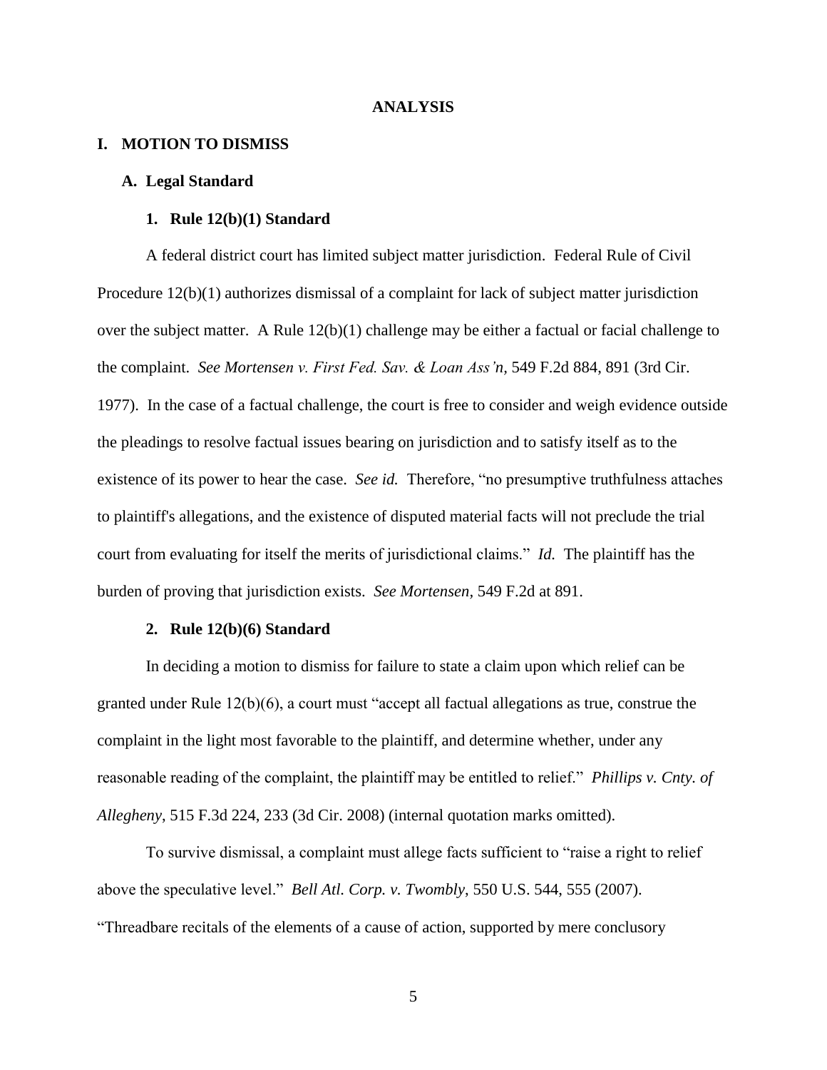# ANALYSIS

## I. MOTION TO DISMISS

### A. Legal Standard

#### 1. Rule 12(b)(1) Standard

A federal district court has limited subject matter jurisdiction. Federal Rule of Civil Procedure 12(b)(1) authorizes dismissal of a complaint for lack of subject matter jurisdiction over the subject matter. A Rule 12(b)(1) challenge may be either a factual or facial challenge to the complaint. *See Mortensen v. First Fed. Sav. & Loan Ass'n,* 549 F.2d 884, 891 (3rd Cir. 1977). In the case of a factual challenge, the court is free to consider and weigh evidence outside the pleadings to resolve factual issues bearing on jurisdiction and to satisfy itself as to the existence of its power to hear the case. *See id.* Therefore, "no presumptive truthfulness attaches to plaintiff's allegations, and the existence of disputed material facts will not preclude the trial court from evaluating for itself the merits of jurisdictional claims." *Id.* The plaintiff has the burden of proving that jurisdiction exists. *See Mortensen*, 549 F.2d at 891.

#### 2. Rule 12(b)(6) Standard

In deciding a motion to dismiss for failure to state a claim upon which relief can be granted under Rule 12(b)(6), a court must "accept all factual allegations as true, construe the complaint in the light most favorable to the plaintiff, and determine whether, under any reasonable reading of the complaint, the plaintiff may be entitled to relief." *Phillips v. Cnty. of Allegheny*, 515 F.3d 224, 233 (3d Cir. 2008) (internal quotation marks omitted).

To survive dismissal, a complaint must allege facts sufficient to "raise a right to relief above the speculative level." *Bell Atl. Corp. v. Twombly*, 550 U.S. 544, 555 (2007). "Threadbare recitals of the elements of a cause of action, supported by mere conclusory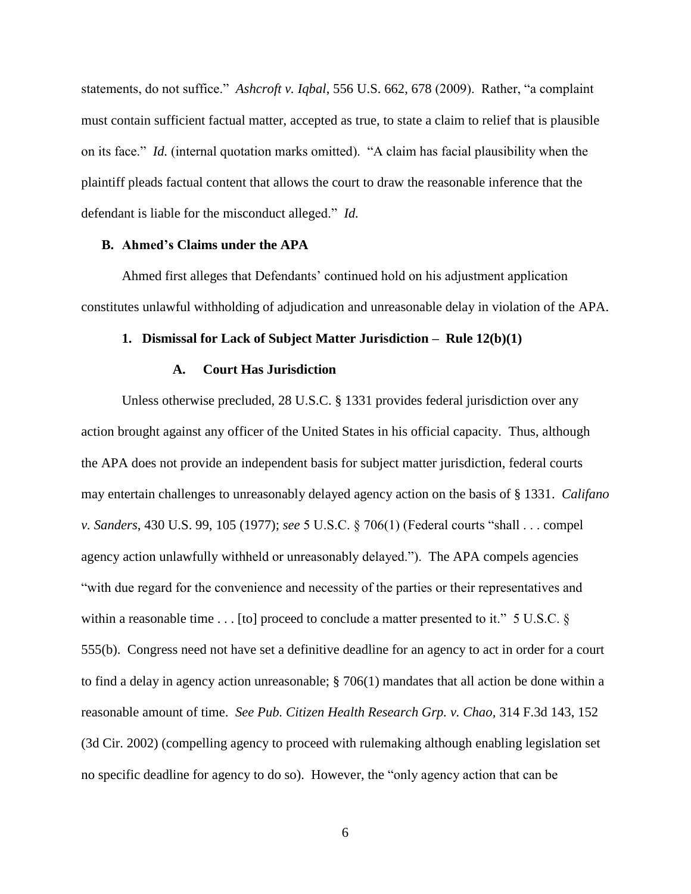statements, do not suffice." *Ashcroft v. Iqbal*, 556 U.S. 662, 678 (2009). Rather, "a complaint must contain sufficient factual matter, accepted as true, to state a claim to relief that is plausible on its face." *Id.* (internal quotation marks omitted). "A claim has facial plausibility when the plaintiff pleads factual content that allows the court to draw the reasonable inference that the defendant is liable for the misconduct alleged." *Id.*

### B. Ahmed's Claims under the APA

Ahmed first alleges that Defendants' continued hold on his adjustment application constitutes unlawful withholding of adjudication and unreasonable delay in violation of the APA.

#### 1. Dismissal for Lack of Subject Matter Jurisdiction – Rule 12(b)(1)

##### A. Court Has Jurisdiction

Unless otherwise precluded, 28 U.S.C. § 1331 provides federal jurisdiction over any action brought against any officer of the United States in his official capacity. Thus, although the APA does not provide an independent basis for subject matter jurisdiction, federal courts may entertain challenges to unreasonably delayed agency action on the basis of § 1331. *Califano v. Sanders*, 430 U.S. 99, 105 (1977); *see* 5 U.S.C. § 706(1) (Federal courts "shall . . . compel agency action unlawfully withheld or unreasonably delayed."). The APA compels agencies "with due regard for the convenience and necessity of the parties or their representatives and within a reasonable time . . . [to] proceed to conclude a matter presented to it." 5 U.S.C. § 555(b). Congress need not have set a definitive deadline for an agency to act in order for a court to find a delay in agency action unreasonable; § 706(1) mandates that all action be done within a reasonable amount of time. *See Pub. Citizen Health Research Grp. v. Chao*, 314 F.3d 143, 152 (3d Cir. 2002) (compelling agency to proceed with rulemaking although enabling legislation set no specific deadline for agency to do so). However, the "only agency action that can be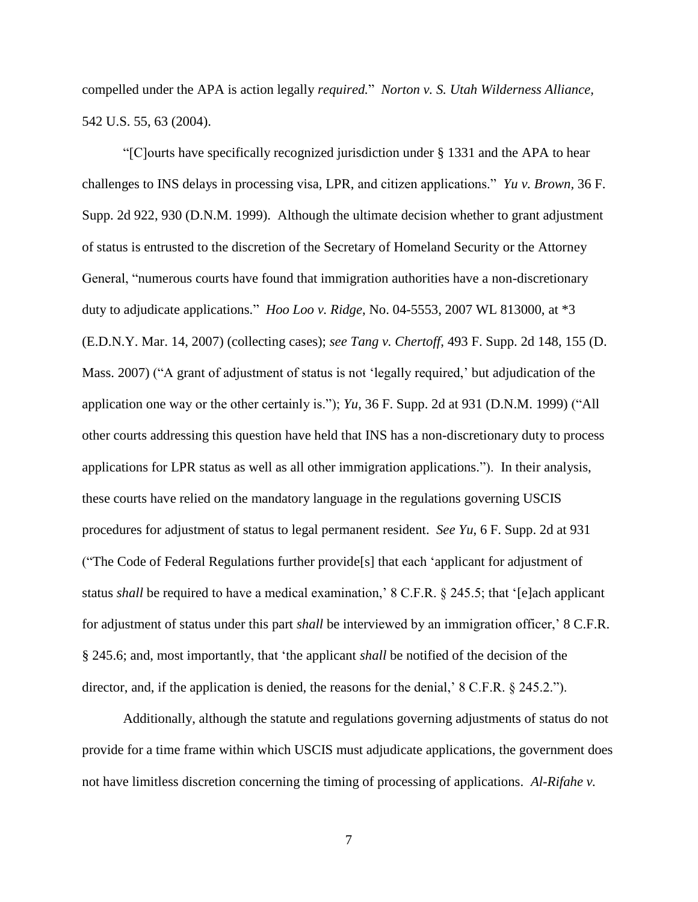compelled under the APA is action legally *required.*" *Norton v. S. Utah Wilderness Alliance*, 542 U.S. 55, 63 (2004).

"[C]ourts have specifically recognized jurisdiction under § 1331 and the APA to hear challenges to INS delays in processing visa, LPR, and citizen applications." *Yu v. Brown*, 36 F. Supp. 2d 922, 930 (D.N.M. 1999). Although the ultimate decision whether to grant adjustment of status is entrusted to the discretion of the Secretary of Homeland Security or the Attorney General, "numerous courts have found that immigration authorities have a non-discretionary duty to adjudicate applications." *Hoo Loo v. Ridge*, No. 04-5553, 2007 WL 813000, at *3 (E.D.N.Y. Mar. 14, 2007) (collecting cases); *see Tang v. Chertoff*, 493 F. Supp. 2d 148, 155 (D. Mass. 2007) ("A grant of adjustment of status is not 'legally required,' but adjudication of the application one way or the other certainly is."); *Yu*, 36 F. Supp. 2d at 931 (D.N.M. 1999) ("All other courts addressing this question have held that INS has a non-discretionary duty to process applications for LPR status as well as all other immigration applications."). In their analysis, these courts have relied on the mandatory language in the regulations governing USCIS procedures for adjustment of status to legal permanent resident. *See Yu*, 6 F. Supp. 2d at 931 ("The Code of Federal Regulations further provide[s] that each 'applicant for adjustment of status *shall* be required to have a medical examination,' 8 C.F.R. § 245.5; that '[e]ach applicant for adjustment of status under this part *shall* be interviewed by an immigration officer,' 8 C.F.R. § 245.6; and, most importantly, that 'the applicant *shall* be notified of the decision of the director, and, if the application is denied, the reasons for the denial,' 8 C.F.R. § 245.2.").

Additionally, although the statute and regulations governing adjustments of status do not provide for a time frame within which USCIS must adjudicate applications, the government does not have limitless discretion concerning the timing of processing of applications. *Al-Rifahe v.*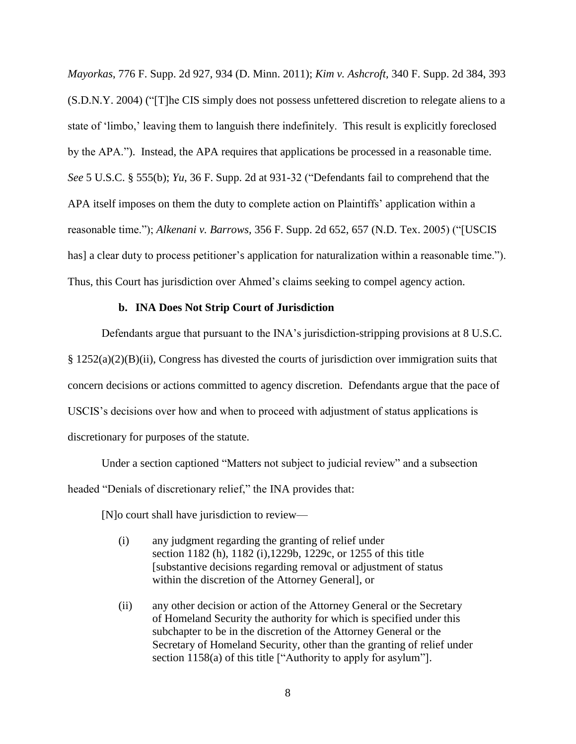*Mayorkas*, 776 F. Supp. 2d 927, 934 (D. Minn. 2011); *Kim v. Ashcroft*, 340 F. Supp. 2d 384, 393 (S.D.N.Y. 2004) ("[T]he CIS simply does not possess unfettered discretion to relegate aliens to a state of 'limbo,' leaving them to languish there indefinitely. This result is explicitly foreclosed by the APA."). Instead, the APA requires that applications be processed in a reasonable time. *See* 5 U.S.C. § 555(b); *Yu*, 36 F. Supp. 2d at 931-32 ("Defendants fail to comprehend that the APA itself imposes on them the duty to complete action on Plaintiffs' application within a reasonable time."); *Alkenani v. Barrows*, 356 F. Supp. 2d 652, 657 (N.D. Tex. 2005) ("[USCIS has] a clear duty to process petitioner's application for naturalization within a reasonable time."). Thus, this Court has jurisdiction over Ahmed's claims seeking to compel agency action.

**b. INA Does Not Strip Court of Jurisdiction**

Defendants argue that pursuant to the INA's jurisdiction-stripping provisions at 8 U.S.C. § 1252(a)(2)(B)(ii), Congress has divested the courts of jurisdiction over immigration suits that concern decisions or actions committed to agency discretion. Defendants argue that the pace of USCIS's decisions over how and when to proceed with adjustment of status applications is discretionary for purposes of the statute.

Under a section captioned "Matters not subject to judicial review" and a subsection headed "Denials of discretionary relief," the INA provides that:

> [N]o court shall have jurisdiction to review—
>
> (i) any judgment regarding the granting of relief under section 1182 (h), 1182 (i),1229b, 1229c, or 1255 of this title [substantive decisions regarding removal or adjustment of status within the discretion of the Attorney General], or
>
> (ii) any other decision or action of the Attorney General or the Secretary of Homeland Security the authority for which is specified under this subchapter to be in the discretion of the Attorney General or the Secretary of Homeland Security, other than the granting of relief under section 1158(a) of this title ["Authority to apply for asylum"].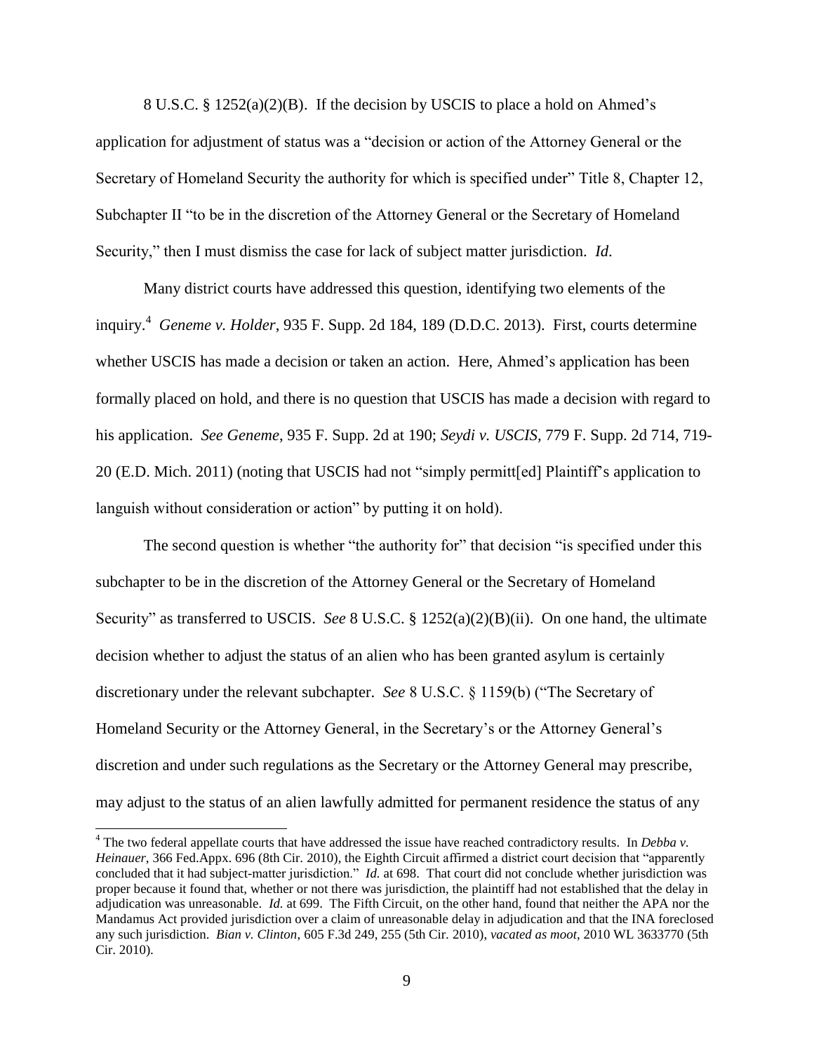8 U.S.C. § 1252(a)(2)(B). If the decision by USCIS to place a hold on Ahmed's application for adjustment of status was a "decision or action of the Attorney General or the Secretary of Homeland Security the authority for which is specified under" Title 8, Chapter 12, Subchapter II "to be in the discretion of the Attorney General or the Secretary of Homeland Security," then I must dismiss the case for lack of subject matter jurisdiction. *Id.*

Many district courts have addressed this question, identifying two elements of the inquiry.[4] *Geneme v. Holder*, 935 F. Supp. 2d 184, 189 (D.D.C. 2013). First, courts determine whether USCIS has made a decision or taken an action. Here, Ahmed's application has been formally placed on hold, and there is no question that USCIS has made a decision with regard to his application. *See Geneme*, 935 F. Supp. 2d at 190; *Seydi v. USCIS*, 779 F. Supp. 2d 714, 719-20 (E.D. Mich. 2011) (noting that USCIS had not "simply permitt[ed] Plaintiff's application to languish without consideration or action" by putting it on hold).

The second question is whether "the authority for" that decision "is specified under this subchapter to be in the discretion of the Attorney General or the Secretary of Homeland Security" as transferred to USCIS. *See* 8 U.S.C. § 1252(a)(2)(B)(ii). On one hand, the ultimate decision whether to adjust the status of an alien who has been granted asylum is certainly discretionary under the relevant subchapter. *See* 8 U.S.C. § 1159(b) ("The Secretary of Homeland Security or the Attorney General, in the Secretary's or the Attorney General's discretion and under such regulations as the Secretary or the Attorney General may prescribe, may adjust to the status of an alien lawfully admitted for permanent residence the status of any

---

[4] The two federal appellate courts that have addressed the issue have reached contradictory results. In *Debba v. Heinauer*, 366 Fed.Appx. 696 (8th Cir. 2010), the Eighth Circuit affirmed a district court decision that "apparently concluded that it had subject-matter jurisdiction." *Id.* at 698. That court did not conclude whether jurisdiction was proper because it found that, whether or not there was jurisdiction, the plaintiff had not established that the delay in adjudication was unreasonable. *Id.* at 699. The Fifth Circuit, on the other hand, found that neither the APA nor the Mandamus Act provided jurisdiction over a claim of unreasonable delay in adjudication and that the INA foreclosed any such jurisdiction. *Bian v. Clinton*, 605 F.3d 249, 255 (5th Cir. 2010), *vacated as moot*, 2010 WL 3633770 (5th Cir. 2010).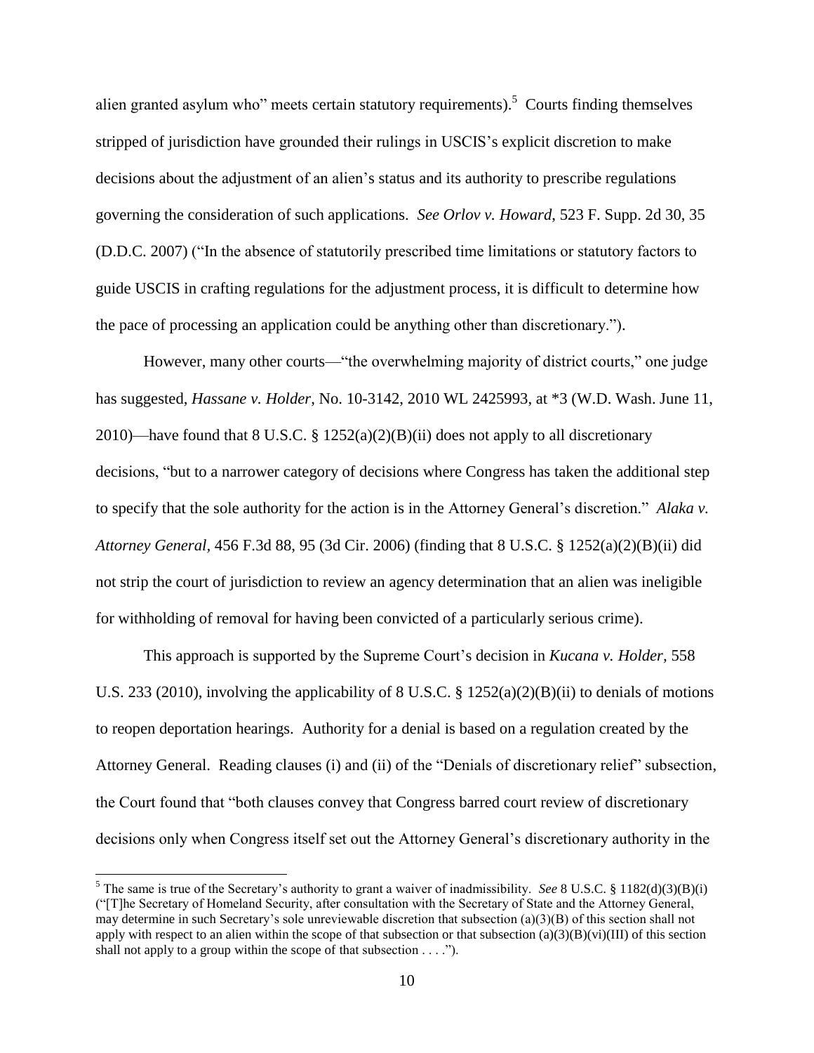alien granted asylum who" meets certain statutory requirements).[5] Courts finding themselves stripped of jurisdiction have grounded their rulings in USCIS's explicit discretion to make decisions about the adjustment of an alien's status and its authority to prescribe regulations governing the consideration of such applications. *See Orlov v. Howard*, 523 F. Supp. 2d 30, 35 (D.D.C. 2007) ("In the absence of statutorily prescribed time limitations or statutory factors to guide USCIS in crafting regulations for the adjustment process, it is difficult to determine how the pace of processing an application could be anything other than discretionary.").

However, many other courts—"the overwhelming majority of district courts," one judge has suggested, *Hassane v. Holder*, No. 10-3142, 2010 WL 2425993, at *3 (W.D. Wash. June 11, 2010)—have found that 8 U.S.C. § 1252(a)(2)(B)(ii) does not apply to all discretionary decisions, "but to a narrower category of decisions where Congress has taken the additional step to specify that the sole authority for the action is in the Attorney General's discretion." *Alaka v. Attorney General*, 456 F.3d 88, 95 (3d Cir. 2006) (finding that 8 U.S.C. § 1252(a)(2)(B)(ii) did not strip the court of jurisdiction to review an agency determination that an alien was ineligible for withholding of removal for having been convicted of a particularly serious crime).

This approach is supported by the Supreme Court's decision in *Kucana v. Holder*, 558 U.S. 233 (2010), involving the applicability of 8 U.S.C. § 1252(a)(2)(B)(ii) to denials of motions to reopen deportation hearings. Authority for a denial is based on a regulation created by the Attorney General. Reading clauses (i) and (ii) of the "Denials of discretionary relief" subsection, the Court found that "both clauses convey that Congress barred court review of discretionary decisions only when Congress itself set out the Attorney General's discretionary authority in the

[5] The same is true of the Secretary's authority to grant a waiver of inadmissibility. *See* 8 U.S.C. § 1182(d)(3)(B)(i) ("[T]he Secretary of Homeland Security, after consultation with the Secretary of State and the Attorney General, may determine in such Secretary's sole unreviewable discretion that subsection (a)(3)(B) of this section shall not apply with respect to an alien within the scope of that subsection or that subsection (a)(3)(B)(vi)(III) of this section shall not apply to a group within the scope of that subsection . . . .").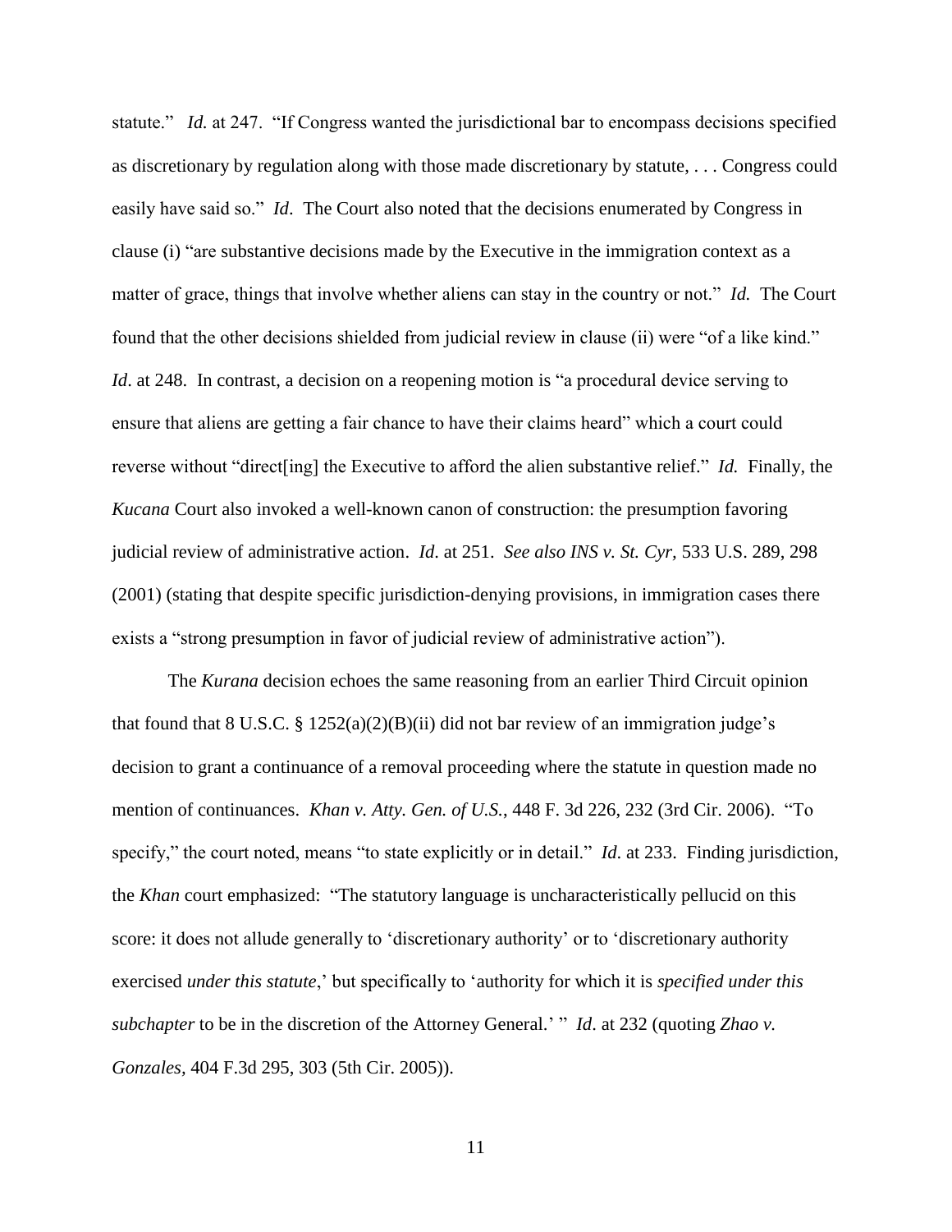statute." *Id.* at 247. "If Congress wanted the jurisdictional bar to encompass decisions specified as discretionary by regulation along with those made discretionary by statute, . . . Congress could easily have said so." *Id*. The Court also noted that the decisions enumerated by Congress in clause (i) "are substantive decisions made by the Executive in the immigration context as a matter of grace, things that involve whether aliens can stay in the country or not." *Id.* The Court found that the other decisions shielded from judicial review in clause (ii) were "of a like kind." *Id*. at 248. In contrast, a decision on a reopening motion is "a procedural device serving to ensure that aliens are getting a fair chance to have their claims heard" which a court could reverse without "direct[ing] the Executive to afford the alien substantive relief." *Id.* Finally, the *Kucana* Court also invoked a well-known canon of construction: the presumption favoring judicial review of administrative action. *Id*. at 251. *See also INS v. St. Cyr,* 533 U.S. 289, 298 (2001) (stating that despite specific jurisdiction-denying provisions, in immigration cases there exists a "strong presumption in favor of judicial review of administrative action").

The *Kurana* decision echoes the same reasoning from an earlier Third Circuit opinion that found that 8 U.S.C. § 1252(a)(2)(B)(ii) did not bar review of an immigration judge's decision to grant a continuance of a removal proceeding where the statute in question made no mention of continuances. *Khan v. Atty. Gen. of U.S.*, 448 F. 3d 226, 232 (3rd Cir. 2006). "To specify," the court noted, means "to state explicitly or in detail." *Id*. at 233. Finding jurisdiction, the *Khan* court emphasized: "The statutory language is uncharacteristically pellucid on this score: it does not allude generally to 'discretionary authority' or to 'discretionary authority exercised *under this statute*,' but specifically to 'authority for which it is *specified under this subchapter* to be in the discretion of the Attorney General.' " *Id*. at 232 (quoting *Zhao v. Gonzales,* 404 F.3d 295, 303 (5th Cir. 2005)).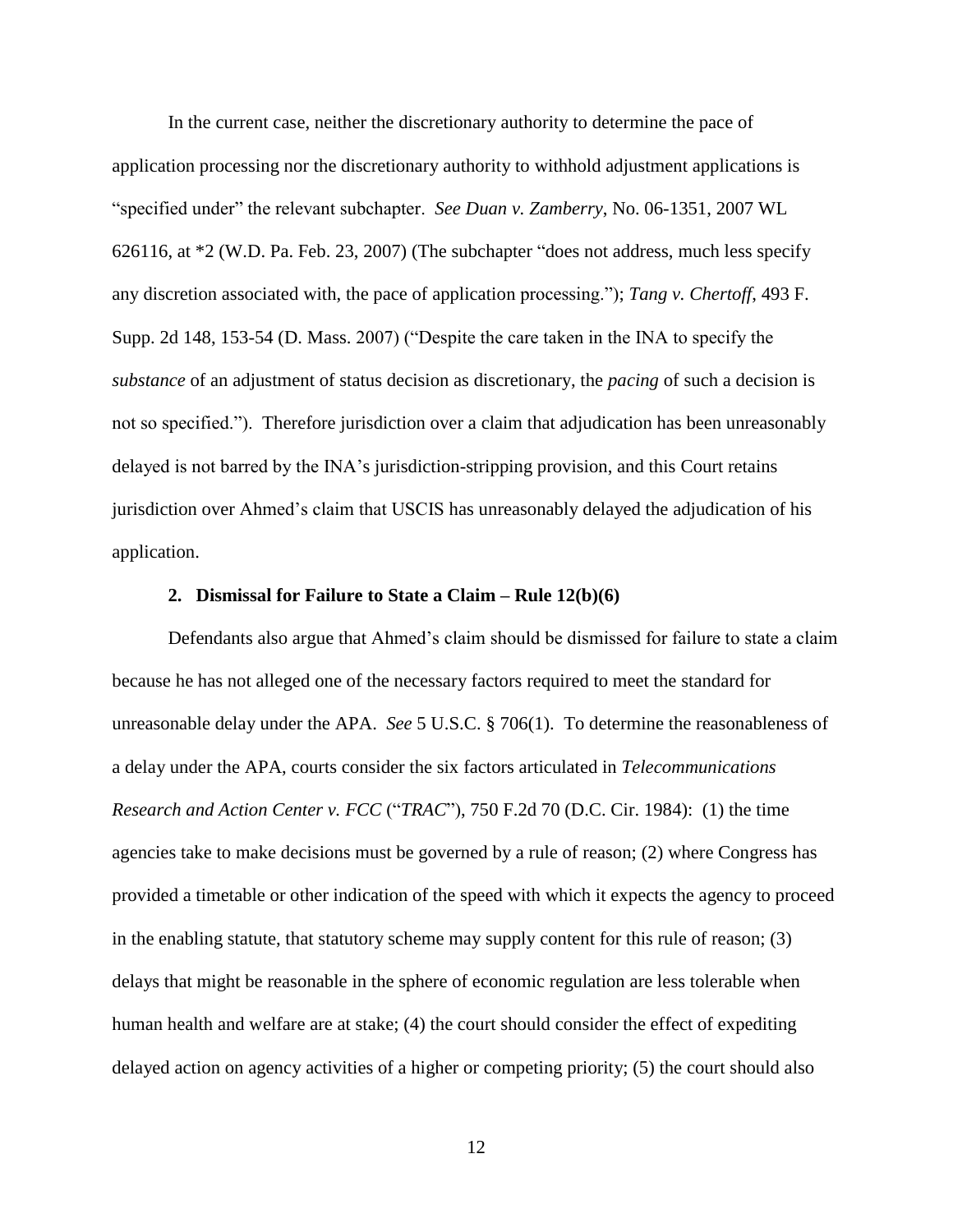In the current case, neither the discretionary authority to determine the pace of application processing nor the discretionary authority to withhold adjustment applications is "specified under" the relevant subchapter. *See Duan v. Zamberry*, No. 06-1351, 2007 WL 626116, at *2 (W.D. Pa. Feb. 23, 2007) (The subchapter "does not address, much less specify any discretion associated with, the pace of application processing."); *Tang v. Chertoff*, 493 F. Supp. 2d 148, 153-54 (D. Mass. 2007) ("Despite the care taken in the INA to specify the *substance* of an adjustment of status decision as discretionary, the *pacing* of such a decision is not so specified."). Therefore jurisdiction over a claim that adjudication has been unreasonably delayed is not barred by the INA's jurisdiction-stripping provision, and this Court retains jurisdiction over Ahmed's claim that USCIS has unreasonably delayed the adjudication of his application.

### 2. Dismissal for Failure to State a Claim – Rule 12(b)(6)

Defendants also argue that Ahmed's claim should be dismissed for failure to state a claim because he has not alleged one of the necessary factors required to meet the standard for unreasonable delay under the APA. *See* 5 U.S.C. § 706(1). To determine the reasonableness of a delay under the APA, courts consider the six factors articulated in *Telecommunications Research and Action Center v. FCC* ("*TRAC*"), 750 F.2d 70 (D.C. Cir. 1984): (1) the time agencies take to make decisions must be governed by a rule of reason; (2) where Congress has provided a timetable or other indication of the speed with which it expects the agency to proceed in the enabling statute, that statutory scheme may supply content for this rule of reason; (3) delays that might be reasonable in the sphere of economic regulation are less tolerable when human health and welfare are at stake; (4) the court should consider the effect of expediting delayed action on agency activities of a higher or competing priority; (5) the court should also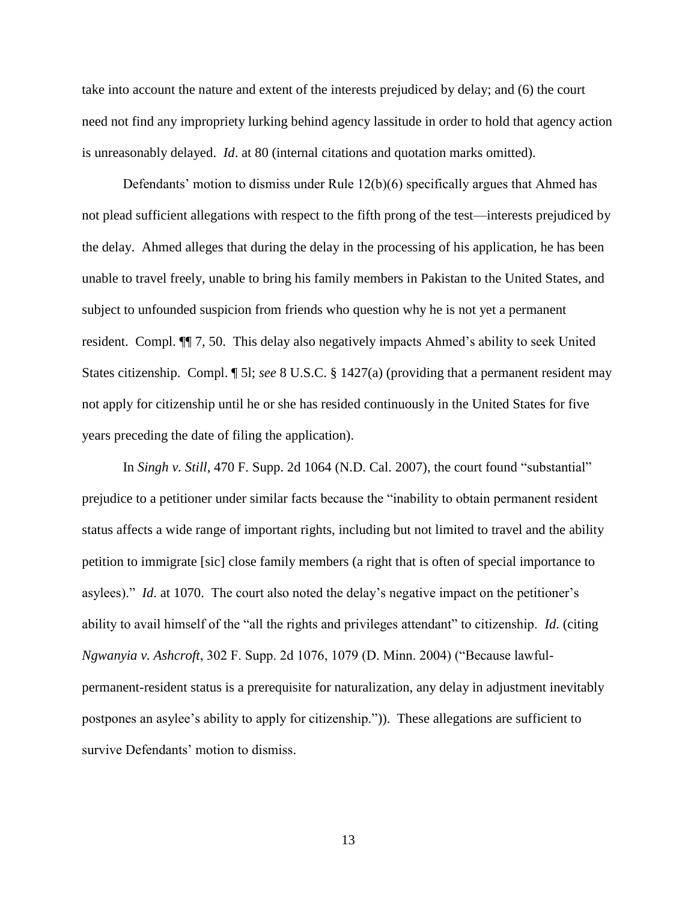take into account the nature and extent of the interests prejudiced by delay; and (6) the court need not find any impropriety lurking behind agency lassitude in order to hold that agency action is unreasonably delayed. *Id*. at 80 (internal citations and quotation marks omitted).

Defendants' motion to dismiss under Rule 12(b)(6) specifically argues that Ahmed has not plead sufficient allegations with respect to the fifth prong of the test—interests prejudiced by the delay. Ahmed alleges that during the delay in the processing of his application, he has been unable to travel freely, unable to bring his family members in Pakistan to the United States, and subject to unfounded suspicion from friends who question why he is not yet a permanent resident. Compl. ¶¶ 7, 50. This delay also negatively impacts Ahmed's ability to seek United States citizenship. Compl. ¶ 5l; *see* 8 U.S.C. § 1427(a) (providing that a permanent resident may not apply for citizenship until he or she has resided continuously in the United States for five years preceding the date of filing the application).

In *Singh v. Still*, 470 F. Supp. 2d 1064 (N.D. Cal. 2007), the court found "substantial" prejudice to a petitioner under similar facts because the "inability to obtain permanent resident status affects a wide range of important rights, including but not limited to travel and the ability petition to immigrate [sic] close family members (a right that is often of special importance to asylees)." *Id.* at 1070. The court also noted the delay's negative impact on the petitioner's ability to avail himself of the "all the rights and privileges attendant" to citizenship. *Id.* (citing *Ngwanyia v. Ashcroft*, 302 F. Supp. 2d 1076, 1079 (D. Minn. 2004) ("Because lawful-permanent-resident status is a prerequisite for naturalization, any delay in adjustment inevitably postpones an asylee's ability to apply for citizenship.")). These allegations are sufficient to survive Defendants' motion to dismiss.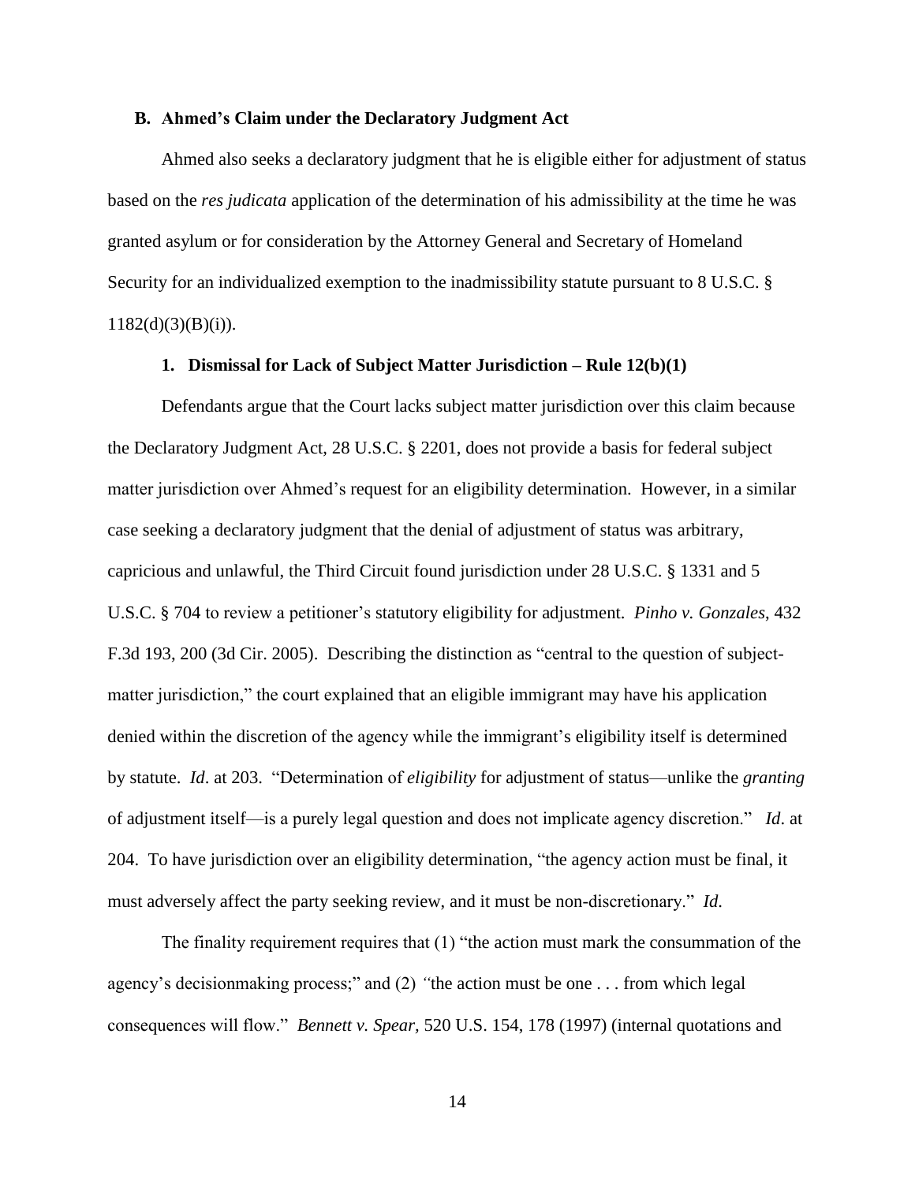### B. Ahmed's Claim under the Declaratory Judgment Act

Ahmed also seeks a declaratory judgment that he is eligible either for adjustment of status based on the *res judicata* application of the determination of his admissibility at the time he was granted asylum or for consideration by the Attorney General and Secretary of Homeland Security for an individualized exemption to the inadmissibility statute pursuant to 8 U.S.C. § 1182(d)(3)(B)(i)).

#### 1. Dismissal for Lack of Subject Matter Jurisdiction – Rule 12(b)(1)

Defendants argue that the Court lacks subject matter jurisdiction over this claim because the Declaratory Judgment Act, 28 U.S.C. § 2201, does not provide a basis for federal subject matter jurisdiction over Ahmed's request for an eligibility determination. However, in a similar case seeking a declaratory judgment that the denial of adjustment of status was arbitrary, capricious and unlawful, the Third Circuit found jurisdiction under 28 U.S.C. § 1331 and 5 U.S.C. § 704 to review a petitioner's statutory eligibility for adjustment. *Pinho v. Gonzales*, 432 F.3d 193, 200 (3d Cir. 2005). Describing the distinction as "central to the question of subject-matter jurisdiction," the court explained that an eligible immigrant may have his application denied within the discretion of the agency while the immigrant's eligibility itself is determined by statute. *Id*. at 203. "Determination of *eligibility* for adjustment of status—unlike the *granting* of adjustment itself—is a purely legal question and does not implicate agency discretion." *Id*. at 204. To have jurisdiction over an eligibility determination, "the agency action must be final, it must adversely affect the party seeking review, and it must be non-discretionary." *Id*.

The finality requirement requires that (1) "the action must mark the consummation of the agency's decisionmaking process;" and (2) "the action must be one . . . from which legal consequences will flow." *Bennett v. Spear*, 520 U.S. 154, 178 (1997) (internal quotations and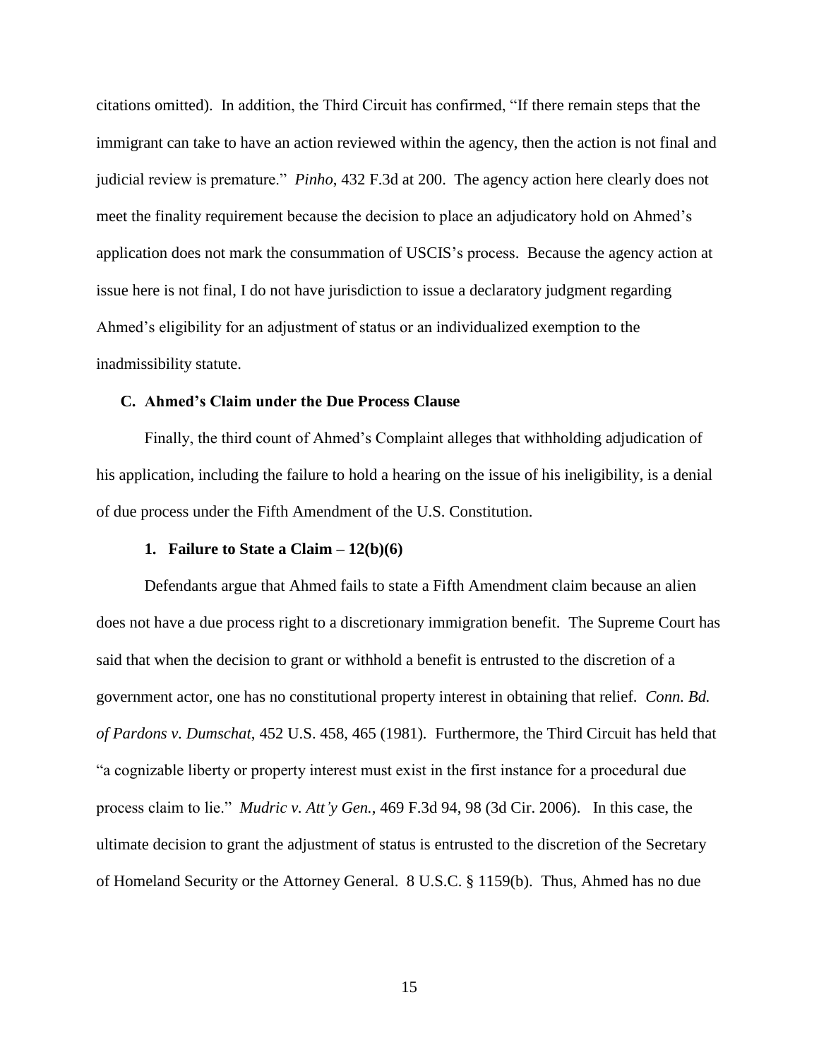citations omitted). In addition, the Third Circuit has confirmed, "If there remain steps that the immigrant can take to have an action reviewed within the agency, then the action is not final and judicial review is premature." *Pinho*, 432 F.3d at 200. The agency action here clearly does not meet the finality requirement because the decision to place an adjudicatory hold on Ahmed's application does not mark the consummation of USCIS's process. Because the agency action at issue here is not final, I do not have jurisdiction to issue a declaratory judgment regarding Ahmed's eligibility for an adjustment of status or an individualized exemption to the inadmissibility statute.

### C. Ahmed's Claim under the Due Process Clause

Finally, the third count of Ahmed's Complaint alleges that withholding adjudication of his application, including the failure to hold a hearing on the issue of his ineligibility, is a denial of due process under the Fifth Amendment of the U.S. Constitution.

#### 1. Failure to State a Claim – 12(b)(6)

Defendants argue that Ahmed fails to state a Fifth Amendment claim because an alien does not have a due process right to a discretionary immigration benefit. The Supreme Court has said that when the decision to grant or withhold a benefit is entrusted to the discretion of a government actor, one has no constitutional property interest in obtaining that relief. *Conn. Bd. of Pardons v. Dumschat*, 452 U.S. 458, 465 (1981). Furthermore, the Third Circuit has held that "a cognizable liberty or property interest must exist in the first instance for a procedural due process claim to lie." *Mudric v. Att'y Gen.*, 469 F.3d 94, 98 (3d Cir. 2006). In this case, the ultimate decision to grant the adjustment of status is entrusted to the discretion of the Secretary of Homeland Security or the Attorney General. 8 U.S.C. § 1159(b). Thus, Ahmed has no due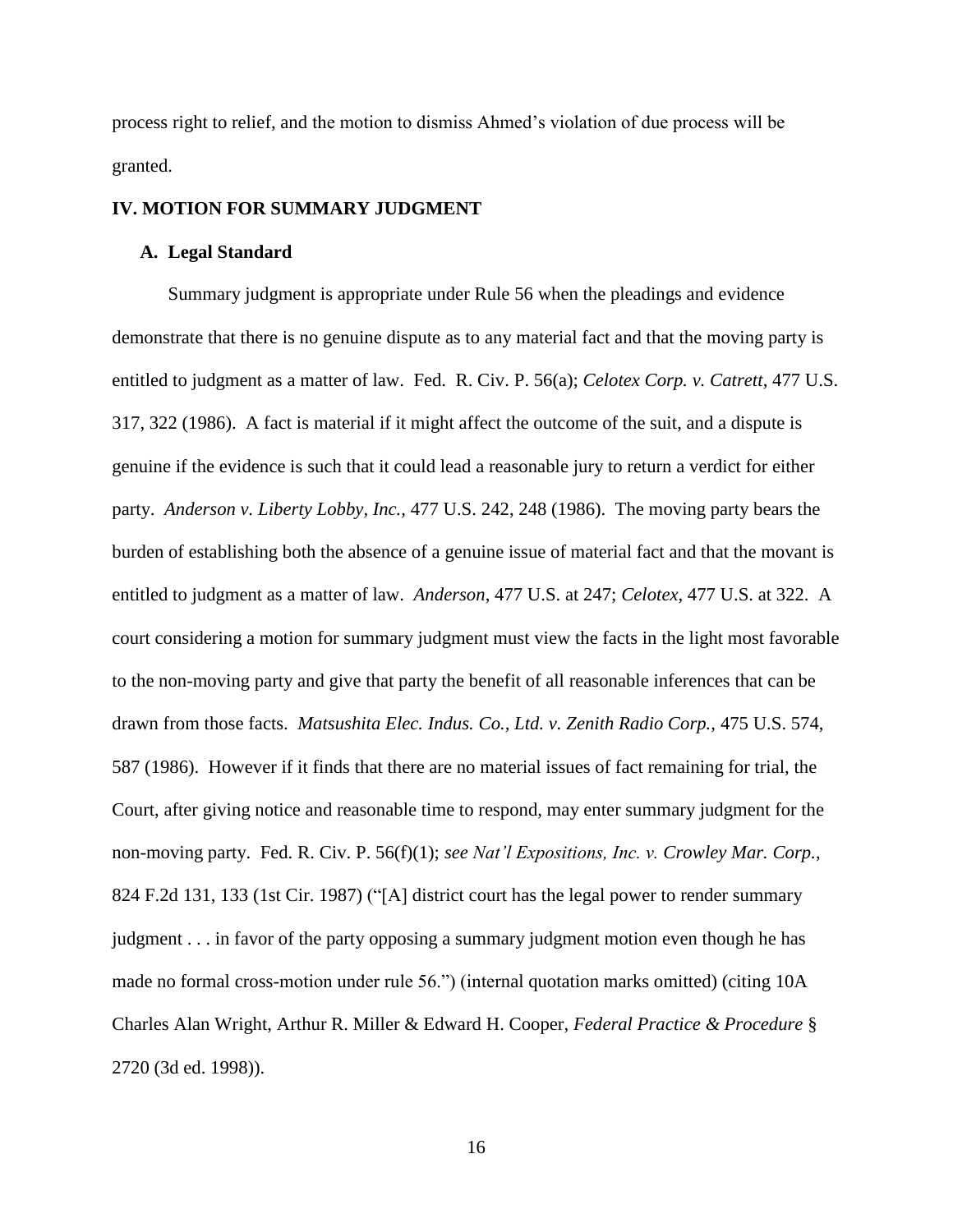process right to relief, and the motion to dismiss Ahmed's violation of due process will be granted.

## IV. MOTION FOR SUMMARY JUDGMENT

### A. Legal Standard

Summary judgment is appropriate under Rule 56 when the pleadings and evidence demonstrate that there is no genuine dispute as to any material fact and that the moving party is entitled to judgment as a matter of law. Fed. R. Civ. P. 56(a); *Celotex Corp. v. Catrett*, 477 U.S. 317, 322 (1986). A fact is material if it might affect the outcome of the suit, and a dispute is genuine if the evidence is such that it could lead a reasonable jury to return a verdict for either party. *Anderson v. Liberty Lobby, Inc.*, 477 U.S. 242, 248 (1986). The moving party bears the burden of establishing both the absence of a genuine issue of material fact and that the movant is entitled to judgment as a matter of law. *Anderson*, 477 U.S. at 247; *Celotex*, 477 U.S. at 322. A court considering a motion for summary judgment must view the facts in the light most favorable to the non-moving party and give that party the benefit of all reasonable inferences that can be drawn from those facts. *Matsushita Elec. Indus. Co., Ltd. v. Zenith Radio Corp.*, 475 U.S. 574, 587 (1986). However if it finds that there are no material issues of fact remaining for trial, the Court, after giving notice and reasonable time to respond, may enter summary judgment for the non-moving party. Fed. R. Civ. P. 56(f)(1); *see Nat'l Expositions, Inc. v. Crowley Mar. Corp.*, 824 F.2d 131, 133 (1st Cir. 1987) ("[A] district court has the legal power to render summary judgment . . . in favor of the party opposing a summary judgment motion even though he has made no formal cross-motion under rule 56.") (internal quotation marks omitted) (citing 10A Charles Alan Wright, Arthur R. Miller & Edward H. Cooper, *Federal Practice & Procedure* § 2720 (3d ed. 1998)).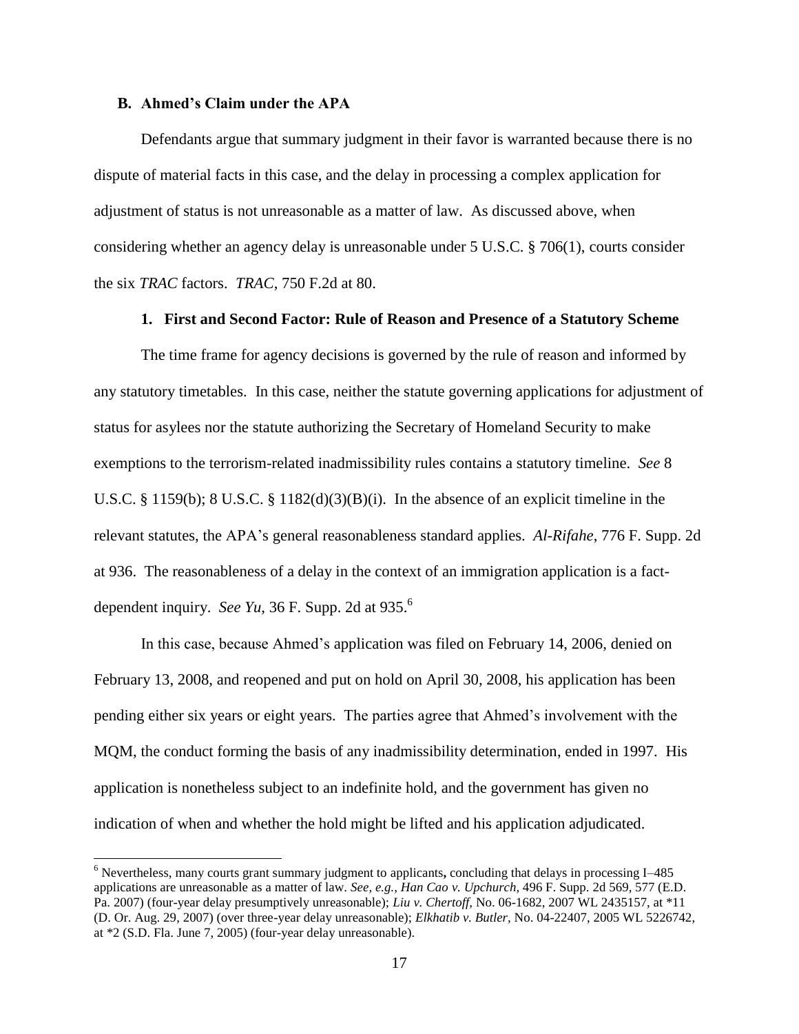### B. Ahmed's Claim under the APA

Defendants argue that summary judgment in their favor is warranted because there is no dispute of material facts in this case, and the delay in processing a complex application for adjustment of status is not unreasonable as a matter of law. As discussed above, when considering whether an agency delay is unreasonable under 5 U.S.C. § 706(1), courts consider the six *TRAC* factors. *TRAC*, 750 F.2d at 80.

#### 1. First and Second Factor: Rule of Reason and Presence of a Statutory Scheme

The time frame for agency decisions is governed by the rule of reason and informed by any statutory timetables. In this case, neither the statute governing applications for adjustment of status for asylees nor the statute authorizing the Secretary of Homeland Security to make exemptions to the terrorism-related inadmissibility rules contains a statutory timeline. *See* 8 U.S.C. § 1159(b); 8 U.S.C. § 1182(d)(3)(B)(i). In the absence of an explicit timeline in the relevant statutes, the APA's general reasonableness standard applies. *Al-Rifahe*, 776 F. Supp. 2d at 936. The reasonableness of a delay in the context of an immigration application is a fact-dependent inquiry. *See Yu*, 36 F. Supp. 2d at 935.[6]

In this case, because Ahmed's application was filed on February 14, 2006, denied on February 13, 2008, and reopened and put on hold on April 30, 2008, his application has been pending either six years or eight years. The parties agree that Ahmed's involvement with the MQM, the conduct forming the basis of any inadmissibility determination, ended in 1997. His application is nonetheless subject to an indefinite hold, and the government has given no indication of when and whether the hold might be lifted and his application adjudicated.

---

[6] Nevertheless, many courts grant summary judgment to applicants**,** concluding that delays in processing I–485 applications are unreasonable as a matter of law. *See, e.g., Han Cao v. Upchurch,* 496 F. Supp. 2d 569, 577 (E.D. Pa. 2007) (four-year delay presumptively unreasonable); *Liu v. Chertoff,* No. 06-1682, 2007 WL 2435157, at *11 (D. Or. Aug. 29, 2007) (over three-year delay unreasonable); *Elkhatib v. Butler*, No. 04-22407, 2005 WL 5226742, at *2 (S.D. Fla. June 7, 2005) (four-year delay unreasonable).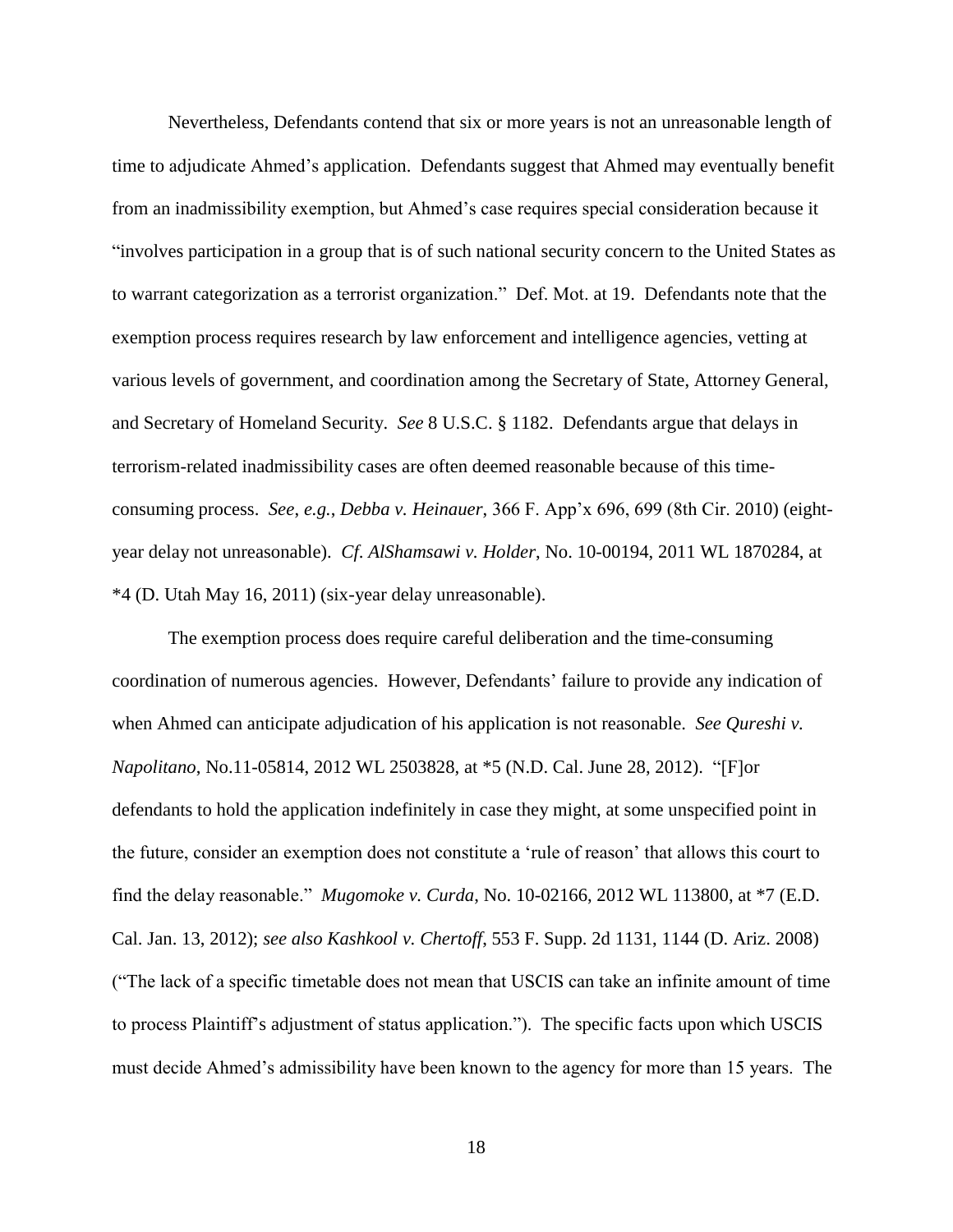Nevertheless, Defendants contend that six or more years is not an unreasonable length of time to adjudicate Ahmed's application. Defendants suggest that Ahmed may eventually benefit from an inadmissibility exemption, but Ahmed's case requires special consideration because it "involves participation in a group that is of such national security concern to the United States as to warrant categorization as a terrorist organization." Def. Mot. at 19. Defendants note that the exemption process requires research by law enforcement and intelligence agencies, vetting at various levels of government, and coordination among the Secretary of State, Attorney General, and Secretary of Homeland Security. *See* 8 U.S.C. § 1182. Defendants argue that delays in terrorism-related inadmissibility cases are often deemed reasonable because of this time-consuming process. *See, e.g.*, *Debba v. Heinauer*, 366 F. App'x 696, 699 (8th Cir. 2010) (eight-year delay not unreasonable). *Cf. AlShamsawi v. Holder*, No. 10-00194, 2011 WL 1870284, at *4 (D. Utah May 16, 2011) (six-year delay unreasonable).

The exemption process does require careful deliberation and the time-consuming coordination of numerous agencies. However, Defendants' failure to provide any indication of when Ahmed can anticipate adjudication of his application is not reasonable. *See Qureshi v. Napolitano*, No.11-05814, 2012 WL 2503828, at *5 (N.D. Cal. June 28, 2012). "[F]or defendants to hold the application indefinitely in case they might, at some unspecified point in the future, consider an exemption does not constitute a 'rule of reason' that allows this court to find the delay reasonable." *Mugomoke v. Curda*, No. 10-02166, 2012 WL 113800, at *7 (E.D. Cal. Jan. 13, 2012); *see also Kashkool v. Chertoff*, 553 F. Supp. 2d 1131, 1144 (D. Ariz. 2008) ("The lack of a specific timetable does not mean that USCIS can take an infinite amount of time to process Plaintiff's adjustment of status application."). The specific facts upon which USCIS must decide Ahmed's admissibility have been known to the agency for more than 15 years. The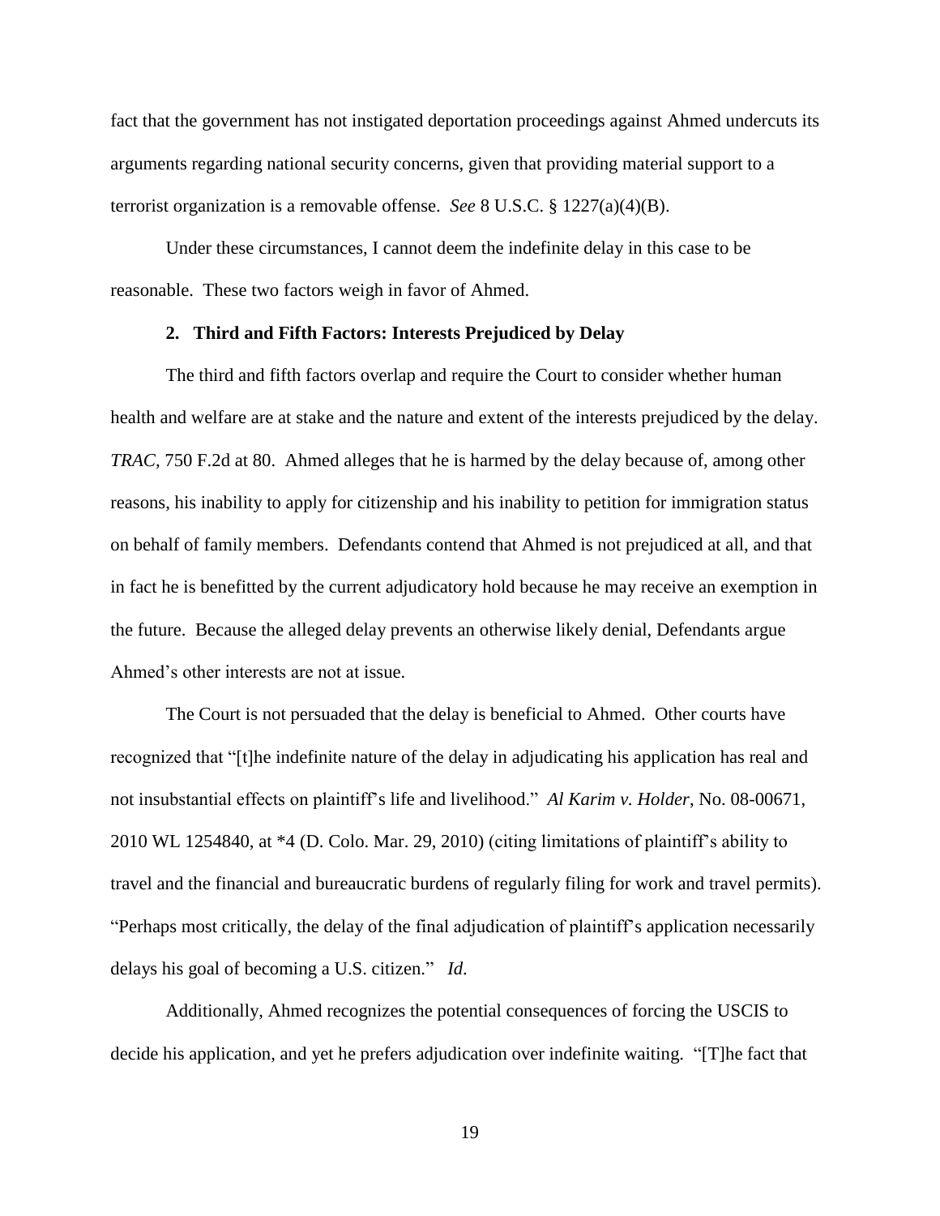fact that the government has not instigated deportation proceedings against Ahmed undercuts its arguments regarding national security concerns, given that providing material support to a terrorist organization is a removable offense. *See* 8 U.S.C. § 1227(a)(4)(B).

Under these circumstances, I cannot deem the indefinite delay in this case to be reasonable. These two factors weigh in favor of Ahmed.

### 2. Third and Fifth Factors: Interests Prejudiced by Delay

The third and fifth factors overlap and require the Court to consider whether human health and welfare are at stake and the nature and extent of the interests prejudiced by the delay. *TRAC*, 750 F.2d at 80. Ahmed alleges that he is harmed by the delay because of, among other reasons, his inability to apply for citizenship and his inability to petition for immigration status on behalf of family members. Defendants contend that Ahmed is not prejudiced at all, and that in fact he is benefitted by the current adjudicatory hold because he may receive an exemption in the future. Because the alleged delay prevents an otherwise likely denial, Defendants argue Ahmed's other interests are not at issue.

The Court is not persuaded that the delay is beneficial to Ahmed. Other courts have recognized that "[t]he indefinite nature of the delay in adjudicating his application has real and not insubstantial effects on plaintiff's life and livelihood." *Al Karim v. Holder*, No. 08-00671, 2010 WL 1254840, at *4 (D. Colo. Mar. 29, 2010) (citing limitations of plaintiff's ability to travel and the financial and bureaucratic burdens of regularly filing for work and travel permits). "Perhaps most critically, the delay of the final adjudication of plaintiff's application necessarily delays his goal of becoming a U.S. citizen." *Id.*

Additionally, Ahmed recognizes the potential consequences of forcing the USCIS to decide his application, and yet he prefers adjudication over indefinite waiting. "[T]he fact that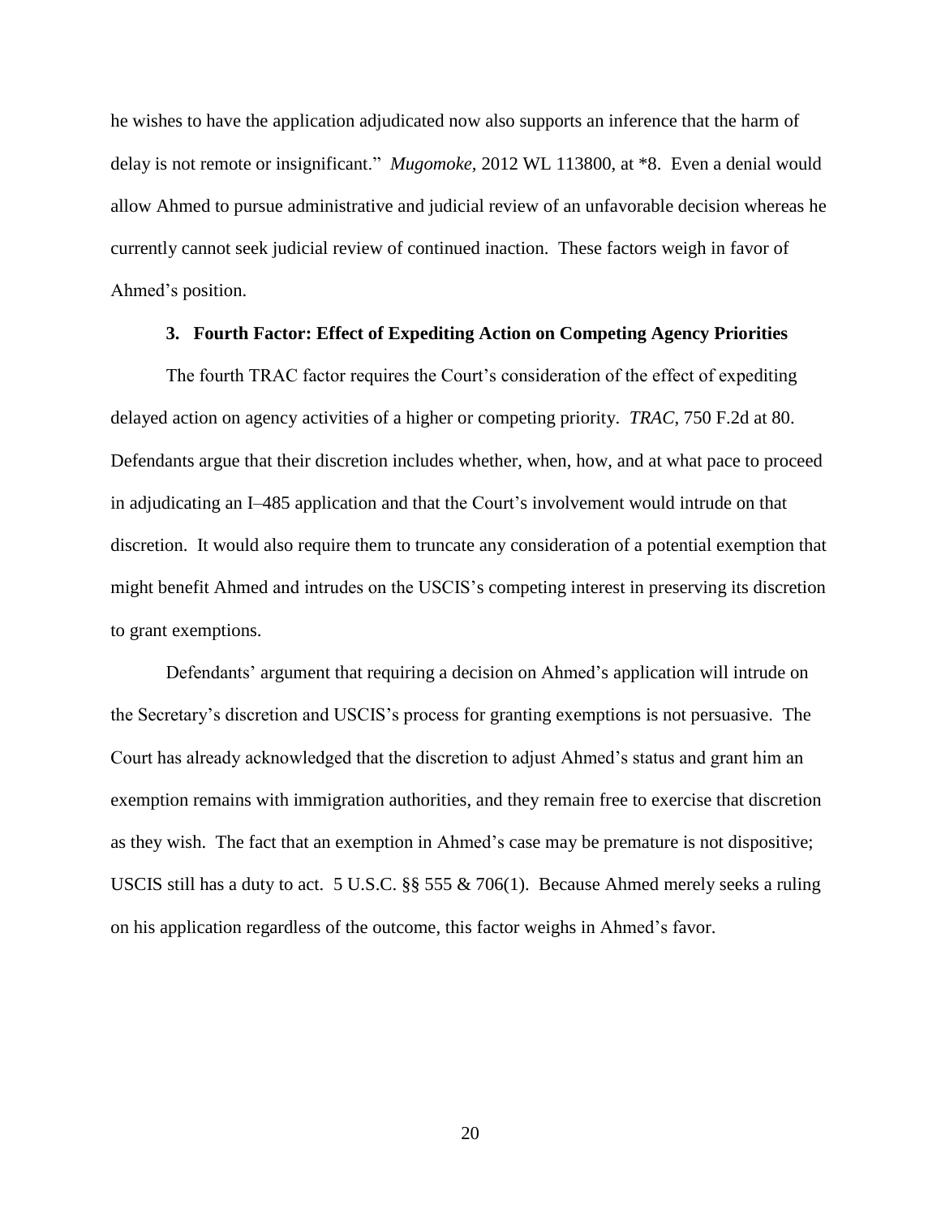he wishes to have the application adjudicated now also supports an inference that the harm of delay is not remote or insignificant." *Mugomoke*, 2012 WL 113800, at *8. Even a denial would allow Ahmed to pursue administrative and judicial review of an unfavorable decision whereas he currently cannot seek judicial review of continued inaction. These factors weigh in favor of Ahmed's position.

### 3. Fourth Factor: Effect of Expediting Action on Competing Agency Priorities

The fourth TRAC factor requires the Court's consideration of the effect of expediting delayed action on agency activities of a higher or competing priority. *TRAC*, 750 F.2d at 80. Defendants argue that their discretion includes whether, when, how, and at what pace to proceed in adjudicating an I–485 application and that the Court's involvement would intrude on that discretion. It would also require them to truncate any consideration of a potential exemption that might benefit Ahmed and intrudes on the USCIS's competing interest in preserving its discretion to grant exemptions.

Defendants' argument that requiring a decision on Ahmed's application will intrude on the Secretary's discretion and USCIS's process for granting exemptions is not persuasive. The Court has already acknowledged that the discretion to adjust Ahmed's status and grant him an exemption remains with immigration authorities, and they remain free to exercise that discretion as they wish. The fact that an exemption in Ahmed's case may be premature is not dispositive; USCIS still has a duty to act. 5 U.S.C. §§ 555 & 706(1). Because Ahmed merely seeks a ruling on his application regardless of the outcome, this factor weighs in Ahmed's favor.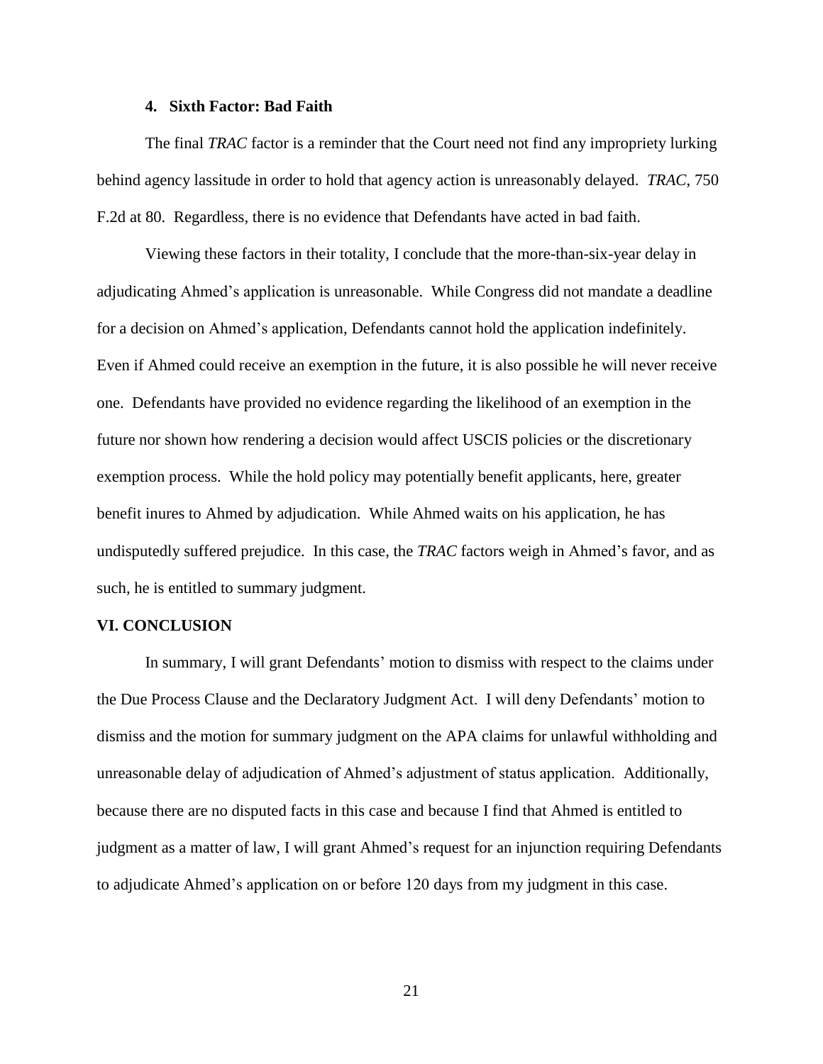#### 4. Sixth Factor: Bad Faith

The final *TRAC* factor is a reminder that the Court need not find any impropriety lurking behind agency lassitude in order to hold that agency action is unreasonably delayed. *TRAC*, 750 F.2d at 80. Regardless, there is no evidence that Defendants have acted in bad faith.

Viewing these factors in their totality, I conclude that the more-than-six-year delay in adjudicating Ahmed's application is unreasonable. While Congress did not mandate a deadline for a decision on Ahmed's application, Defendants cannot hold the application indefinitely. Even if Ahmed could receive an exemption in the future, it is also possible he will never receive one. Defendants have provided no evidence regarding the likelihood of an exemption in the future nor shown how rendering a decision would affect USCIS policies or the discretionary exemption process. While the hold policy may potentially benefit applicants, here, greater benefit inures to Ahmed by adjudication. While Ahmed waits on his application, he has undisputedly suffered prejudice. In this case, the *TRAC* factors weigh in Ahmed's favor, and as such, he is entitled to summary judgment.

## VI. CONCLUSION

In summary, I will grant Defendants' motion to dismiss with respect to the claims under the Due Process Clause and the Declaratory Judgment Act. I will deny Defendants' motion to dismiss and the motion for summary judgment on the APA claims for unlawful withholding and unreasonable delay of adjudication of Ahmed's adjustment of status application. Additionally, because there are no disputed facts in this case and because I find that Ahmed is entitled to judgment as a matter of law, I will grant Ahmed's request for an injunction requiring Defendants to adjudicate Ahmed's application on or before 120 days from my judgment in this case.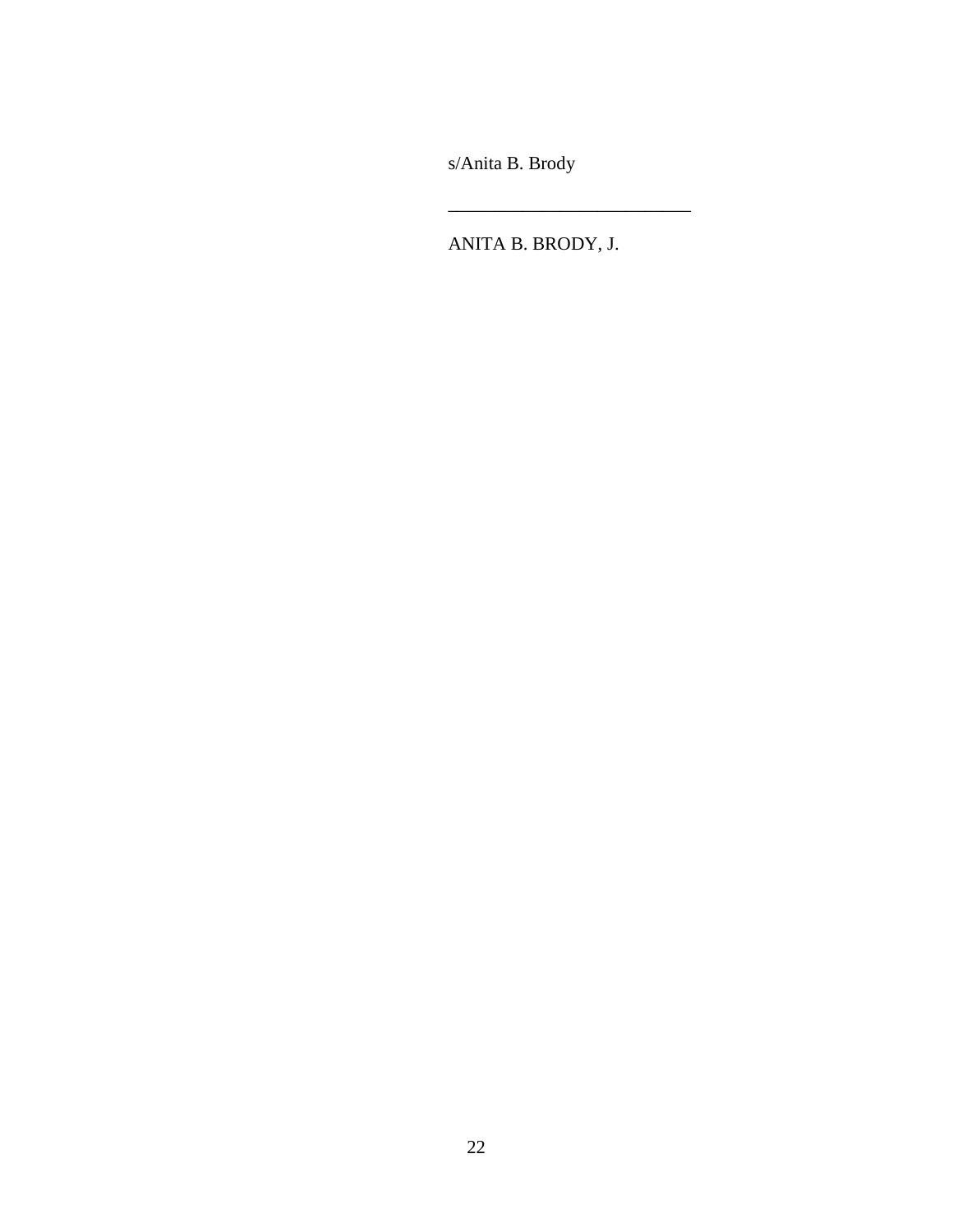s/Anita B. Brody

\_\_\_\_\_\_\_\_\_\_\_\_\_\_\_\_\_\_\_\_\_\_\_\_\_\_

ANITA B. BRODY, J.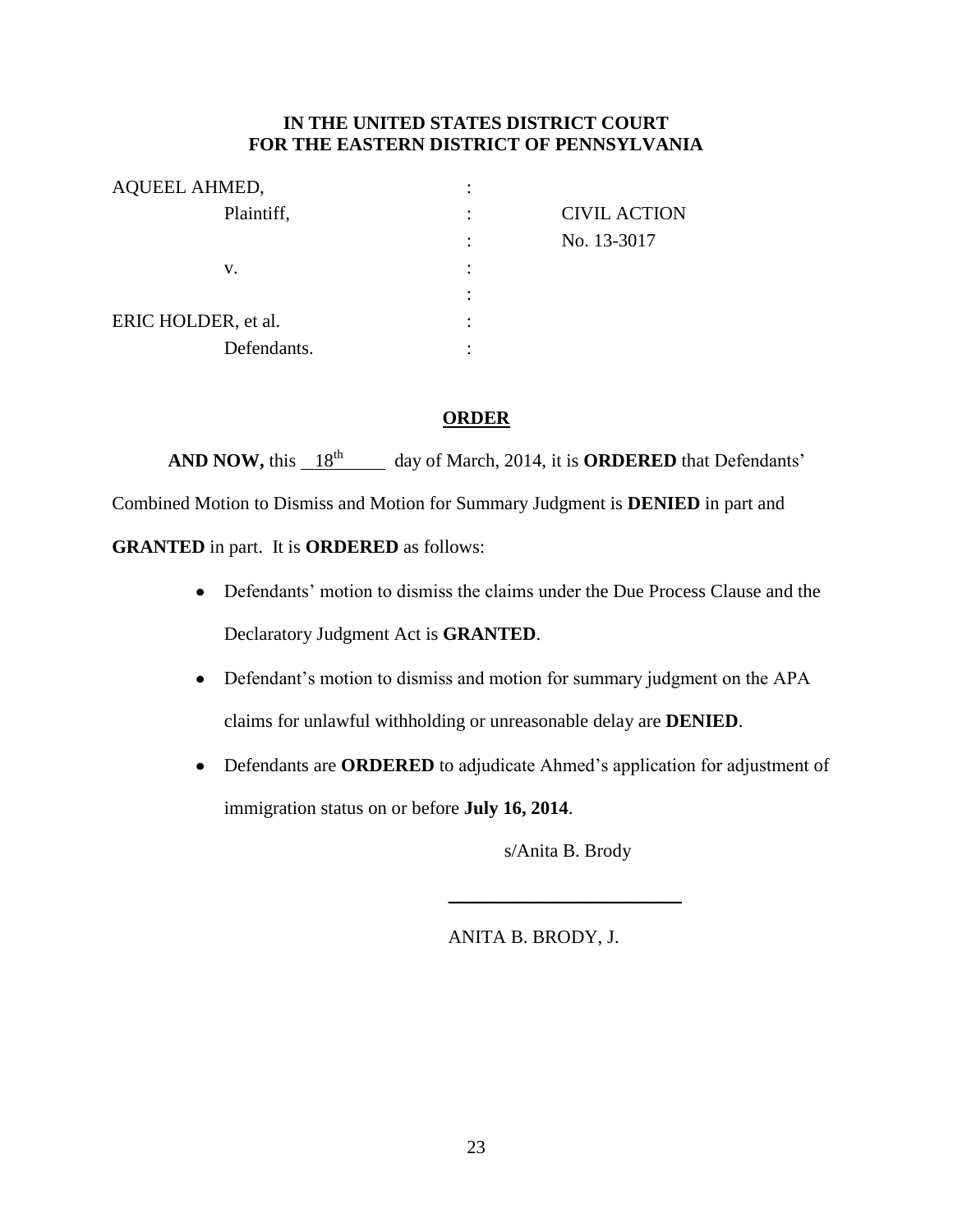**IN THE UNITED STATES DISTRICT COURT**
**FOR THE EASTERN DISTRICT OF PENNSYLVANIA**

| | | |
|---|---|---|
| AQUEEL AHMED, | : | |
| Plaintiff, | : | CIVIL ACTION |
| | : | No. 13-3017 |
| v. | : | |
| | : | |
| ERIC HOLDER, et al. | : | |
| Defendants. | : | |

**ORDER**

**AND NOW,** this 18th day of March, 2014, it is **ORDERED** that Defendants' Combined Motion to Dismiss and Motion for Summary Judgment is **DENIED** in part and **GRANTED** in part. It is **ORDERED** as follows:

- Defendants' motion to dismiss the claims under the Due Process Clause and the Declaratory Judgment Act is **GRANTED**.
- Defendant's motion to dismiss and motion for summary judgment on the APA claims for unlawful withholding or unreasonable delay are **DENIED**.
- Defendants are **ORDERED** to adjudicate Ahmed's application for adjustment of immigration status on or before **July 16, 2014**.

s/Anita B. Brody

ANITA B. BRODY, J.